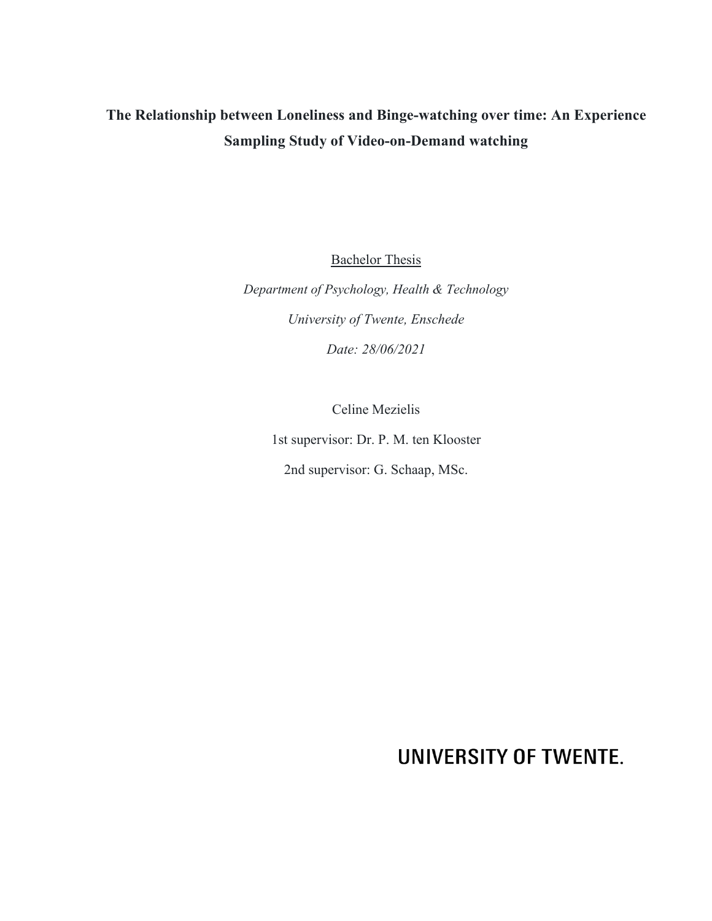# The Relationship between Loneliness and Binge-watching over time: An Experience Sampling Study of Video-on-Demand watching

Bachelor Thesis

*Department of Psychology, Health & Technology*

*University of Twente, Enschede*

*Date: 28/06/2021*

Celine Mezielis

1st supervisor: Dr. P. M. ten Klooster

2nd supervisor: G. Schaap, MSc.

UNIVERSITY OF TWENTE.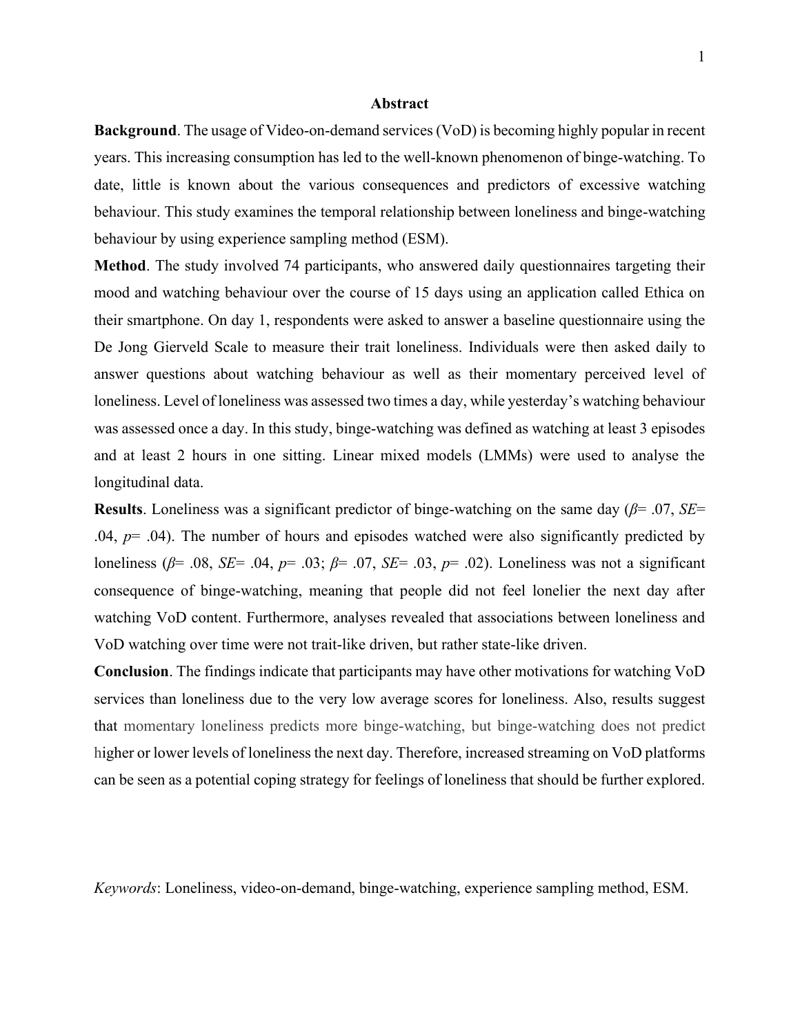## Abstract

**Background**. The usage of Video-on-demand services (VoD) is becoming highly popular in recent years. This increasing consumption has led to the well-known phenomenon of binge-watching. To date, little is known about the various consequences and predictors of excessive watching behaviour. This study examines the temporal relationship between loneliness and binge-watching behaviour by using experience sampling method (ESM).

**Method**. The study involved 74 participants, who answered daily questionnaires targeting their mood and watching behaviour over the course of 15 days using an application called Ethica on their smartphone. On day 1, respondents were asked to answer a baseline questionnaire using the De Jong Gierveld Scale to measure their trait loneliness. Individuals were then asked daily to answer questions about watching behaviour as well as their momentary perceived level of loneliness. Level of loneliness was assessed two times a day, while yesterday's watching behaviour was assessed once a day. In this study, binge-watching was defined as watching at least 3 episodes and at least 2 hours in one sitting. Linear mixed models (LMMs) were used to analyse the longitudinal data.

**Results**. Loneliness was a significant predictor of binge-watching on the same day ($\beta$= .07, *SE*= .04, *p*= .04). The number of hours and episodes watched were also significantly predicted by loneliness ($\beta$= .08, *SE*= .04, *p*= .03; $\beta$= .07, *SE*= .03, *p*= .02). Loneliness was not a significant consequence of binge-watching, meaning that people did not feel lonelier the next day after watching VoD content. Furthermore, analyses revealed that associations between loneliness and VoD watching over time were not trait-like driven, but rather state-like driven.

**Conclusion**. The findings indicate that participants may have other motivations for watching VoD services than loneliness due to the very low average scores for loneliness. Also, results suggest that momentary loneliness predicts more binge-watching, but binge-watching does not predict higher or lower levels of loneliness the next day. Therefore, increased streaming on VoD platforms can be seen as a potential coping strategy for feelings of loneliness that should be further explored.

*Keywords*: Loneliness, video-on-demand, binge-watching, experience sampling method, ESM.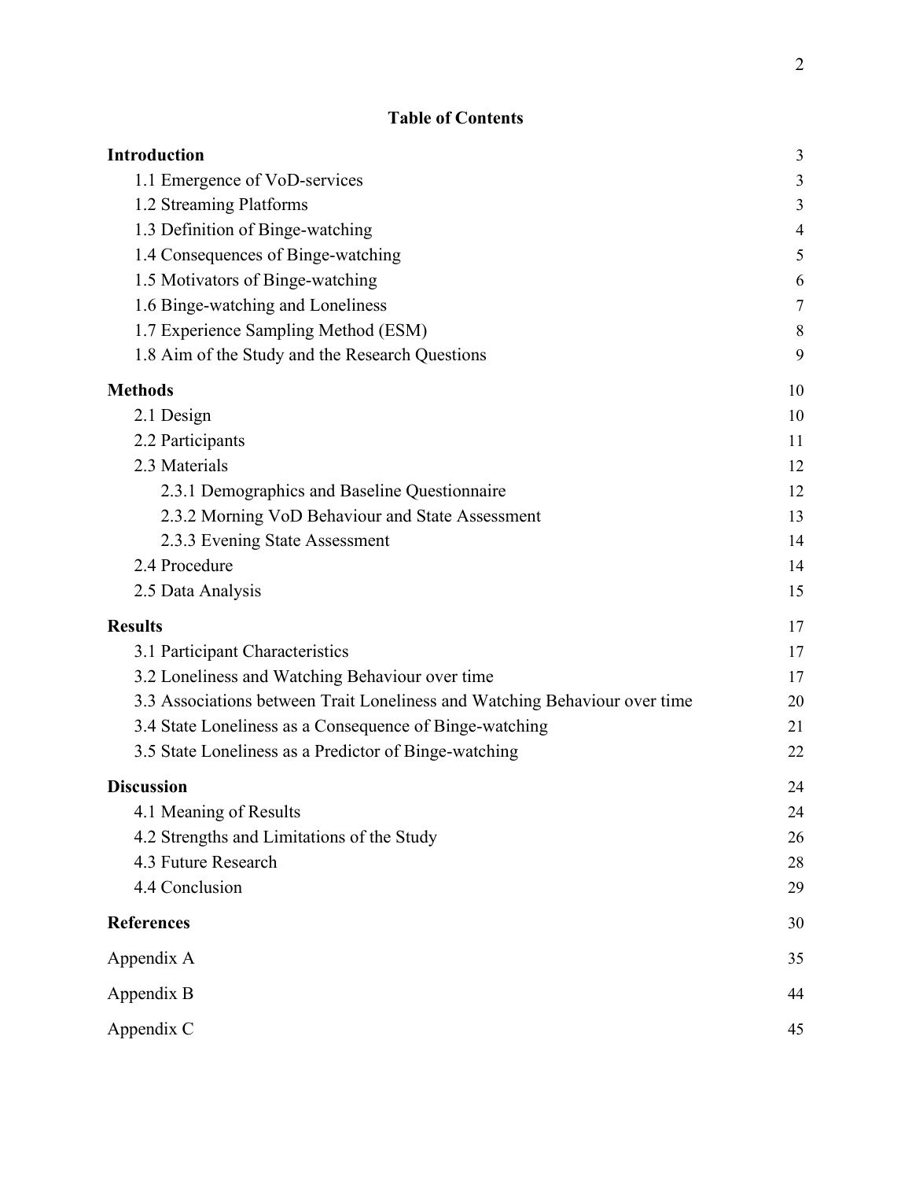# Table of Contents

| | |
|---|---|
| **Introduction** | 3 |
| 1.1 Emergence of VoD-services | 3 |
| 1.2 Streaming Platforms | 3 |
| 1.3 Definition of Binge-watching | 4 |
| 1.4 Consequences of Binge-watching | 5 |
| 1.5 Motivators of Binge-watching | 6 |
| 1.6 Binge-watching and Loneliness | 7 |
| 1.7 Experience Sampling Method (ESM) | 8 |
| 1.8 Aim of the Study and the Research Questions | 9 |
| **Methods** | 10 |
| 2.1 Design | 10 |
| 2.2 Participants | 11 |
| 2.3 Materials | 12 |
| 2.3.1 Demographics and Baseline Questionnaire | 12 |
| 2.3.2 Morning VoD Behaviour and State Assessment | 13 |
| 2.3.3 Evening State Assessment | 14 |
| 2.4 Procedure | 14 |
| 2.5 Data Analysis | 15 |
| **Results** | 17 |
| 3.1 Participant Characteristics | 17 |
| 3.2 Loneliness and Watching Behaviour over time | 17 |
| 3.3 Associations between Trait Loneliness and Watching Behaviour over time | 20 |
| 3.4 State Loneliness as a Consequence of Binge-watching | 21 |
| 3.5 State Loneliness as a Predictor of Binge-watching | 22 |
| **Discussion** | 24 |
| 4.1 Meaning of Results | 24 |
| 4.2 Strengths and Limitations of the Study | 26 |
| 4.3 Future Research | 28 |
| 4.4 Conclusion | 29 |
| **References** | 30 |
| Appendix A | 35 |
| Appendix B | 44 |
| Appendix C | 45 |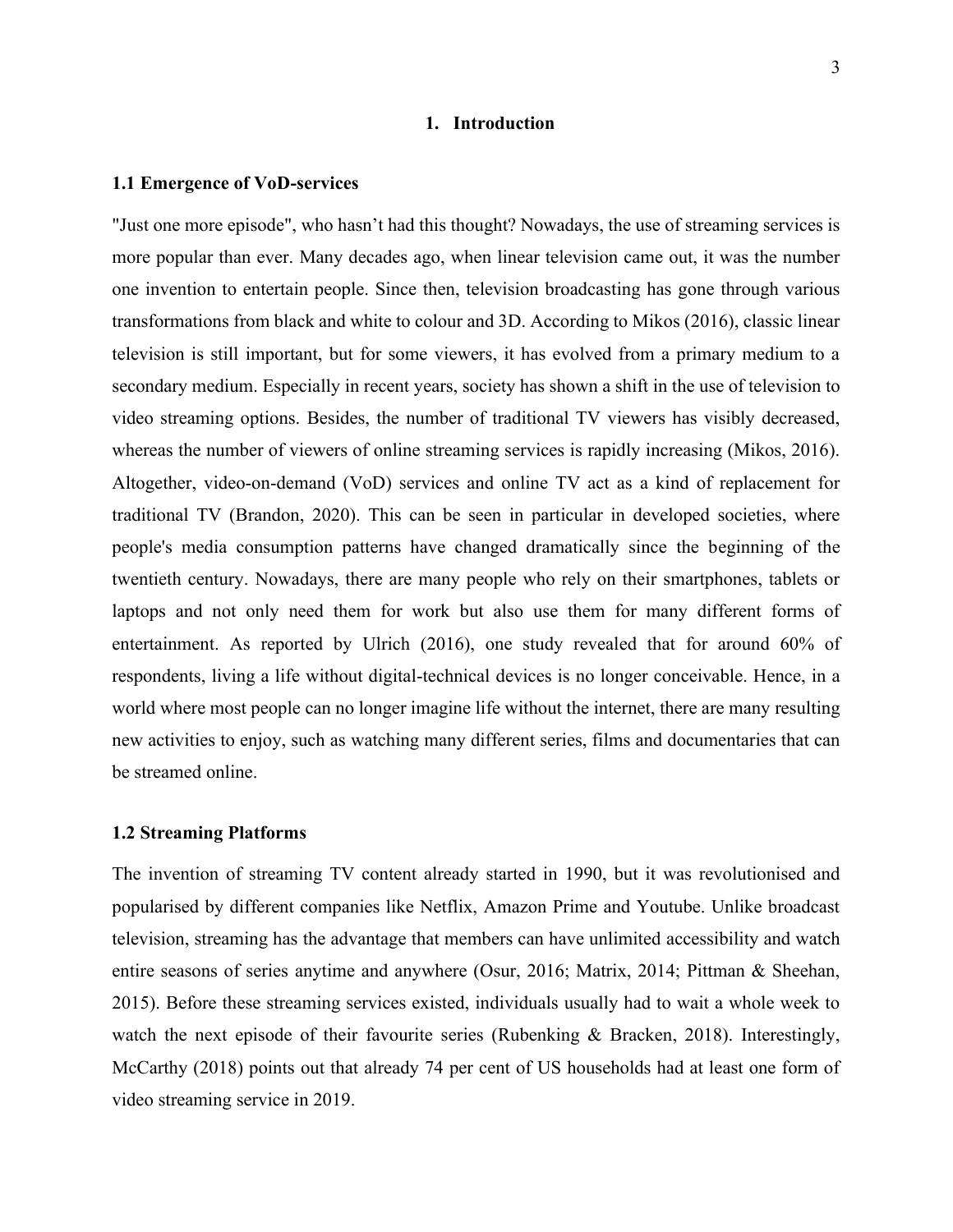# 1. Introduction

## 1.1 Emergence of VoD-services

"Just one more episode", who hasn’t had this thought? Nowadays, the use of streaming services is more popular than ever. Many decades ago, when linear television came out, it was the number one invention to entertain people. Since then, television broadcasting has gone through various transformations from black and white to colour and 3D. According to Mikos (2016), classic linear television is still important, but for some viewers, it has evolved from a primary medium to a secondary medium. Especially in recent years, society has shown a shift in the use of television to video streaming options. Besides, the number of traditional TV viewers has visibly decreased, whereas the number of viewers of online streaming services is rapidly increasing (Mikos, 2016). Altogether, video-on-demand (VoD) services and online TV act as a kind of replacement for traditional TV (Brandon, 2020). This can be seen in particular in developed societies, where people's media consumption patterns have changed dramatically since the beginning of the twentieth century. Nowadays, there are many people who rely on their smartphones, tablets or laptops and not only need them for work but also use them for many different forms of entertainment. As reported by Ulrich (2016), one study revealed that for around 60% of respondents, living a life without digital-technical devices is no longer conceivable. Hence, in a world where most people can no longer imagine life without the internet, there are many resulting new activities to enjoy, such as watching many different series, films and documentaries that can be streamed online.

## 1.2 Streaming Platforms

The invention of streaming TV content already started in 1990, but it was revolutionised and popularised by different companies like Netflix, Amazon Prime and Youtube. Unlike broadcast television, streaming has the advantage that members can have unlimited accessibility and watch entire seasons of series anytime and anywhere (Osur, 2016; Matrix, 2014; Pittman & Sheehan, 2015). Before these streaming services existed, individuals usually had to wait a whole week to watch the next episode of their favourite series (Rubenking & Bracken, 2018). Interestingly, McCarthy (2018) points out that already 74 per cent of US households had at least one form of video streaming service in 2019.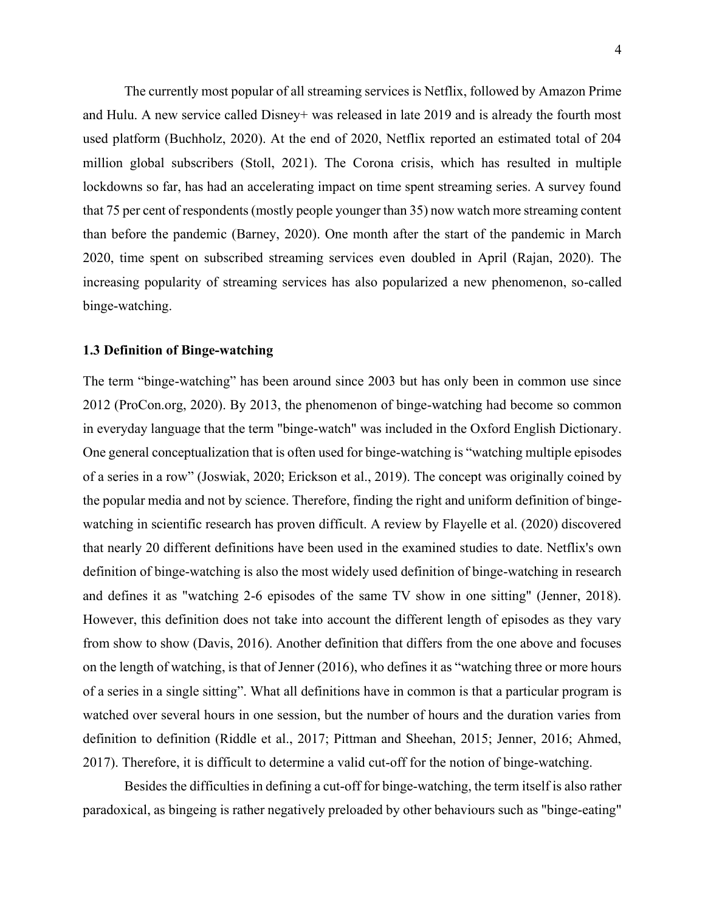The currently most popular of all streaming services is Netflix, followed by Amazon Prime and Hulu. A new service called Disney+ was released in late 2019 and is already the fourth most used platform (Buchholz, 2020). At the end of 2020, Netflix reported an estimated total of 204 million global subscribers (Stoll, 2021). The Corona crisis, which has resulted in multiple lockdowns so far, has had an accelerating impact on time spent streaming series. A survey found that 75 per cent of respondents (mostly people younger than 35) now watch more streaming content than before the pandemic (Barney, 2020). One month after the start of the pandemic in March 2020, time spent on subscribed streaming services even doubled in April (Rajan, 2020). The increasing popularity of streaming services has also popularized a new phenomenon, so-called binge-watching.

### 1.3 Definition of Binge-watching

The term "binge-watching" has been around since 2003 but has only been in common use since 2012 (ProCon.org, 2020). By 2013, the phenomenon of binge-watching had become so common in everyday language that the term "binge-watch" was included in the Oxford English Dictionary. One general conceptualization that is often used for binge-watching is "watching multiple episodes of a series in a row" (Joswiak, 2020; Erickson et al., 2019). The concept was originally coined by the popular media and not by science. Therefore, finding the right and uniform definition of binge-watching in scientific research has proven difficult. A review by Flayelle et al. (2020) discovered that nearly 20 different definitions have been used in the examined studies to date. Netflix's own definition of binge-watching is also the most widely used definition of binge-watching in research and defines it as "watching 2-6 episodes of the same TV show in one sitting" (Jenner, 2018). However, this definition does not take into account the different length of episodes as they vary from show to show (Davis, 2016). Another definition that differs from the one above and focuses on the length of watching, is that of Jenner (2016), who defines it as "watching three or more hours of a series in a single sitting". What all definitions have in common is that a particular program is watched over several hours in one session, but the number of hours and the duration varies from definition to definition (Riddle et al., 2017; Pittman and Sheehan, 2015; Jenner, 2016; Ahmed, 2017). Therefore, it is difficult to determine a valid cut-off for the notion of binge-watching.

Besides the difficulties in defining a cut-off for binge-watching, the term itself is also rather paradoxical, as bingeing is rather negatively preloaded by other behaviours such as "binge-eating"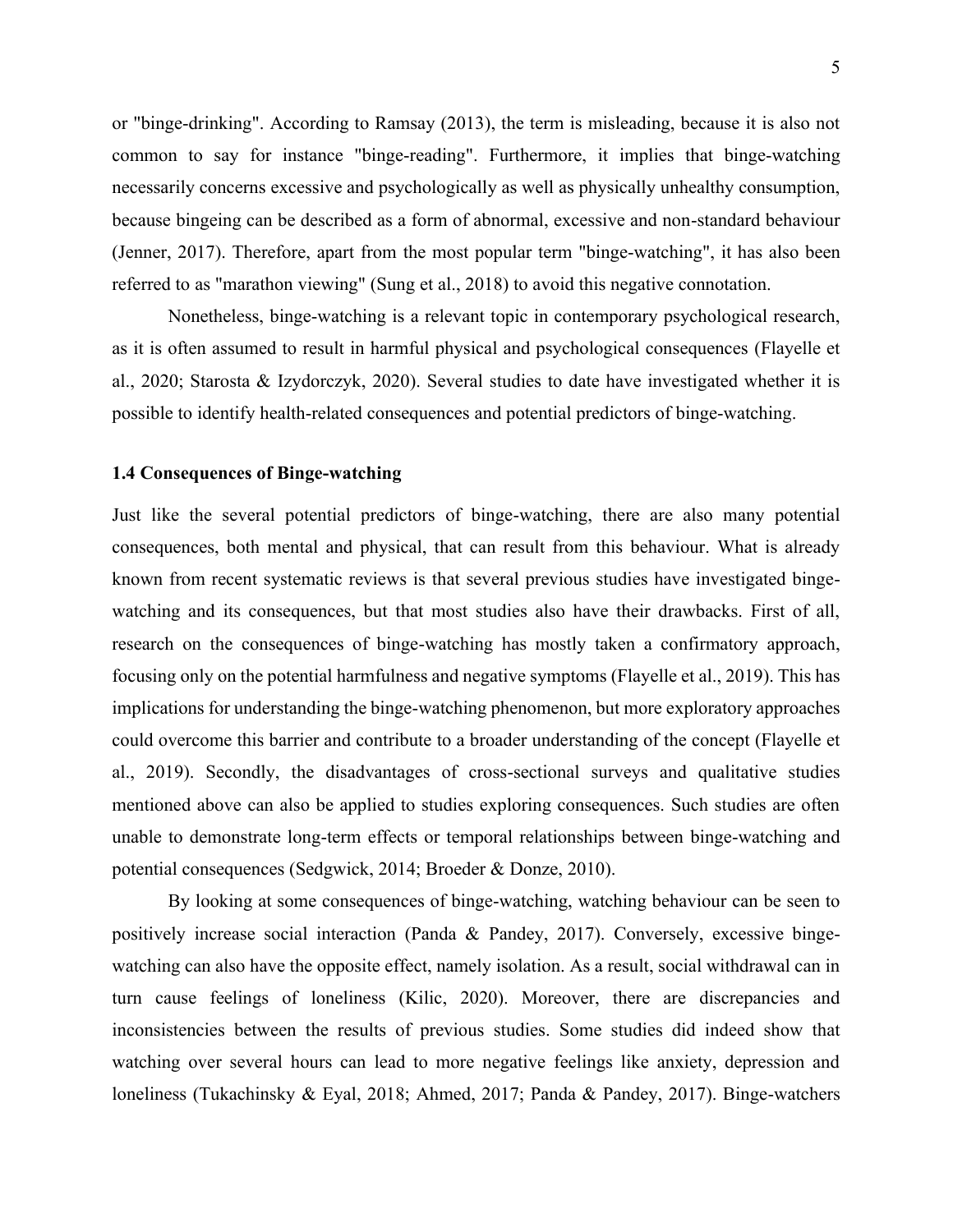or "binge-drinking". According to Ramsay (2013), the term is misleading, because it is also not common to say for instance "binge-reading". Furthermore, it implies that binge-watching necessarily concerns excessive and psychologically as well as physically unhealthy consumption, because bingeing can be described as a form of abnormal, excessive and non-standard behaviour (Jenner, 2017). Therefore, apart from the most popular term "binge-watching", it has also been referred to as "marathon viewing" (Sung et al., 2018) to avoid this negative connotation.

Nonetheless, binge-watching is a relevant topic in contemporary psychological research, as it is often assumed to result in harmful physical and psychological consequences (Flayelle et al., 2020; Starosta & Izydorczyk, 2020). Several studies to date have investigated whether it is possible to identify health-related consequences and potential predictors of binge-watching.

### 1.4 Consequences of Binge-watching

Just like the several potential predictors of binge-watching, there are also many potential consequences, both mental and physical, that can result from this behaviour. What is already known from recent systematic reviews is that several previous studies have investigated binge-watching and its consequences, but that most studies also have their drawbacks. First of all, research on the consequences of binge-watching has mostly taken a confirmatory approach, focusing only on the potential harmfulness and negative symptoms (Flayelle et al., 2019). This has implications for understanding the binge-watching phenomenon, but more exploratory approaches could overcome this barrier and contribute to a broader understanding of the concept (Flayelle et al., 2019). Secondly, the disadvantages of cross-sectional surveys and qualitative studies mentioned above can also be applied to studies exploring consequences. Such studies are often unable to demonstrate long-term effects or temporal relationships between binge-watching and potential consequences (Sedgwick, 2014; Broeder & Donze, 2010).

By looking at some consequences of binge-watching, watching behaviour can be seen to positively increase social interaction (Panda & Pandey, 2017). Conversely, excessive binge-watching can also have the opposite effect, namely isolation. As a result, social withdrawal can in turn cause feelings of loneliness (Kilic, 2020). Moreover, there are discrepancies and inconsistencies between the results of previous studies. Some studies did indeed show that watching over several hours can lead to more negative feelings like anxiety, depression and loneliness (Tukachinsky & Eyal, 2018; Ahmed, 2017; Panda & Pandey, 2017). Binge-watchers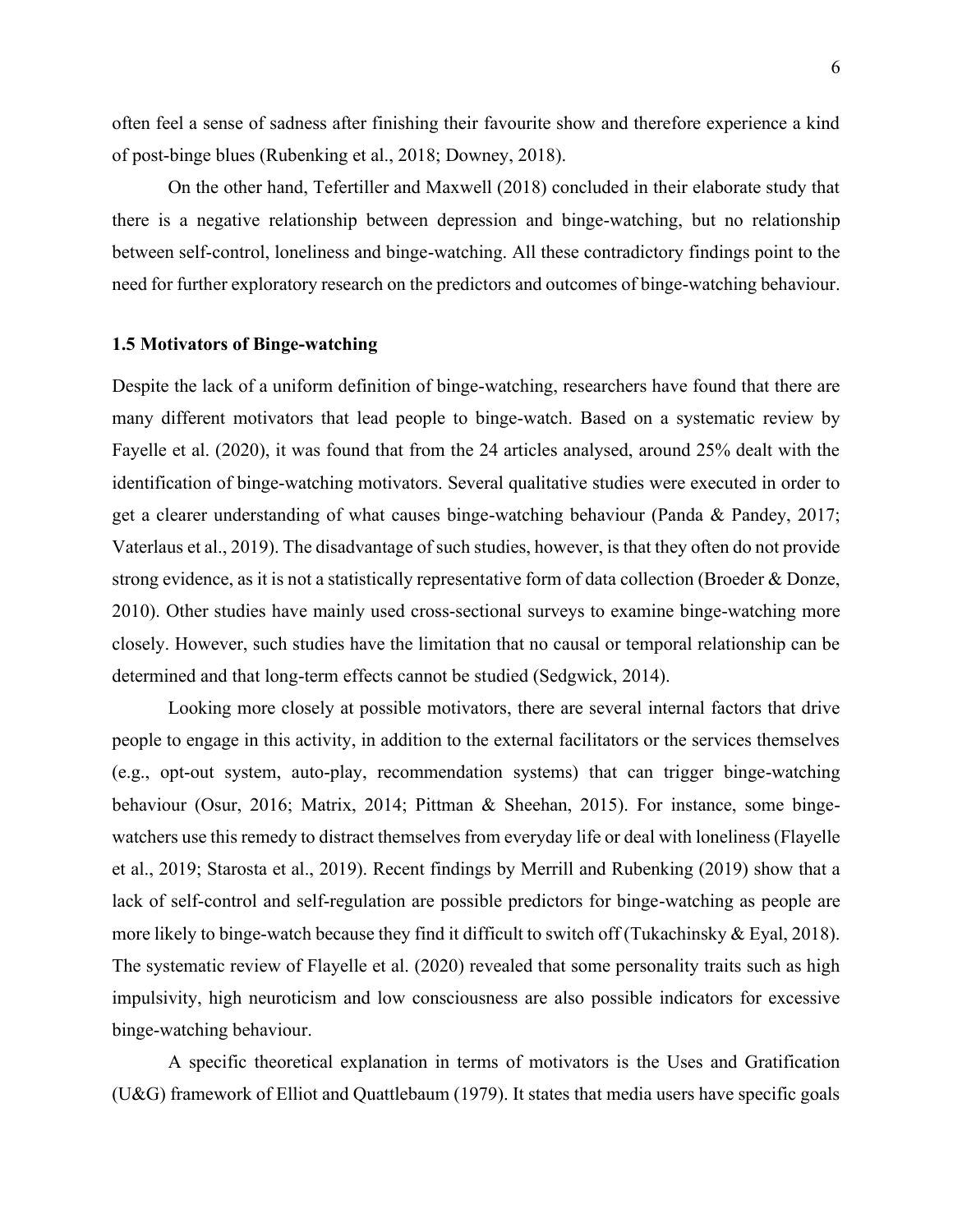often feel a sense of sadness after finishing their favourite show and therefore experience a kind of post-binge blues (Rubenking et al., 2018; Downey, 2018).

On the other hand, Tefertiller and Maxwell (2018) concluded in their elaborate study that there is a negative relationship between depression and binge-watching, but no relationship between self-control, loneliness and binge-watching. All these contradictory findings point to the need for further exploratory research on the predictors and outcomes of binge-watching behaviour.

### 1.5 Motivators of Binge-watching

Despite the lack of a uniform definition of binge-watching, researchers have found that there are many different motivators that lead people to binge-watch. Based on a systematic review by Fayelle et al. (2020), it was found that from the 24 articles analysed, around 25% dealt with the identification of binge-watching motivators. Several qualitative studies were executed in order to get a clearer understanding of what causes binge-watching behaviour (Panda & Pandey, 2017; Vaterlaus et al., 2019). The disadvantage of such studies, however, is that they often do not provide strong evidence, as it is not a statistically representative form of data collection (Broeder & Donze, 2010). Other studies have mainly used cross-sectional surveys to examine binge-watching more closely. However, such studies have the limitation that no causal or temporal relationship can be determined and that long-term effects cannot be studied (Sedgwick, 2014).

Looking more closely at possible motivators, there are several internal factors that drive people to engage in this activity, in addition to the external facilitators or the services themselves (e.g., opt-out system, auto-play, recommendation systems) that can trigger binge-watching behaviour (Osur, 2016; Matrix, 2014; Pittman & Sheehan, 2015). For instance, some binge-watchers use this remedy to distract themselves from everyday life or deal with loneliness (Flayelle et al., 2019; Starosta et al., 2019). Recent findings by Merrill and Rubenking (2019) show that a lack of self-control and self-regulation are possible predictors for binge-watching as people are more likely to binge-watch because they find it difficult to switch off (Tukachinsky & Eyal, 2018). The systematic review of Flayelle et al. (2020) revealed that some personality traits such as high impulsivity, high neuroticism and low consciousness are also possible indicators for excessive binge-watching behaviour.

A specific theoretical explanation in terms of motivators is the Uses and Gratification (U&G) framework of Elliot and Quattlebaum (1979). It states that media users have specific goals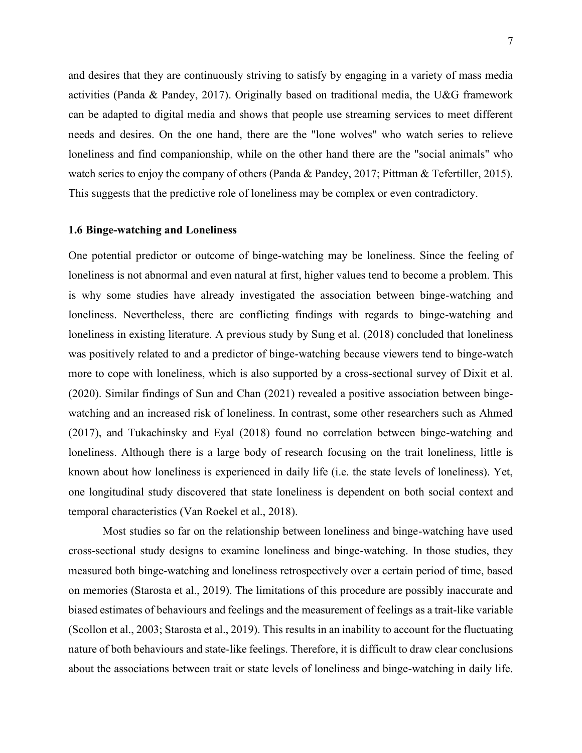and desires that they are continuously striving to satisfy by engaging in a variety of mass media activities (Panda & Pandey, 2017). Originally based on traditional media, the U&G framework can be adapted to digital media and shows that people use streaming services to meet different needs and desires. On the one hand, there are the "lone wolves" who watch series to relieve loneliness and find companionship, while on the other hand there are the "social animals" who watch series to enjoy the company of others (Panda & Pandey, 2017; Pittman & Tefertiller, 2015). This suggests that the predictive role of loneliness may be complex or even contradictory.

### 1.6 Binge-watching and Loneliness

One potential predictor or outcome of binge-watching may be loneliness. Since the feeling of loneliness is not abnormal and even natural at first, higher values tend to become a problem. This is why some studies have already investigated the association between binge-watching and loneliness. Nevertheless, there are conflicting findings with regards to binge-watching and loneliness in existing literature. A previous study by Sung et al. (2018) concluded that loneliness was positively related to and a predictor of binge-watching because viewers tend to binge-watch more to cope with loneliness, which is also supported by a cross-sectional survey of Dixit et al. (2020). Similar findings of Sun and Chan (2021) revealed a positive association between binge-watching and an increased risk of loneliness. In contrast, some other researchers such as Ahmed (2017), and Tukachinsky and Eyal (2018) found no correlation between binge-watching and loneliness. Although there is a large body of research focusing on the trait loneliness, little is known about how loneliness is experienced in daily life (i.e. the state levels of loneliness). Yet, one longitudinal study discovered that state loneliness is dependent on both social context and temporal characteristics (Van Roekel et al., 2018).

Most studies so far on the relationship between loneliness and binge-watching have used cross-sectional study designs to examine loneliness and binge-watching. In those studies, they measured both binge-watching and loneliness retrospectively over a certain period of time, based on memories (Starosta et al., 2019). The limitations of this procedure are possibly inaccurate and biased estimates of behaviours and feelings and the measurement of feelings as a trait-like variable (Scollon et al., 2003; Starosta et al., 2019). This results in an inability to account for the fluctuating nature of both behaviours and state-like feelings. Therefore, it is difficult to draw clear conclusions about the associations between trait or state levels of loneliness and binge-watching in daily life.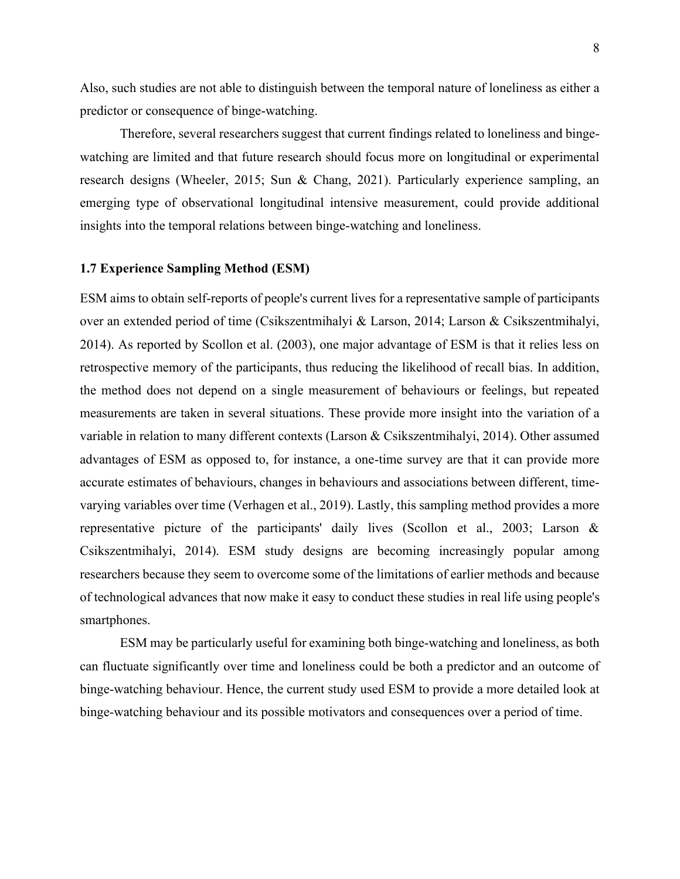Also, such studies are not able to distinguish between the temporal nature of loneliness as either a predictor or consequence of binge-watching.

Therefore, several researchers suggest that current findings related to loneliness and binge-watching are limited and that future research should focus more on longitudinal or experimental research designs (Wheeler, 2015; Sun & Chang, 2021). Particularly experience sampling, an emerging type of observational longitudinal intensive measurement, could provide additional insights into the temporal relations between binge-watching and loneliness.

### 1.7 Experience Sampling Method (ESM)

ESM aims to obtain self-reports of people's current lives for a representative sample of participants over an extended period of time (Csikszentmihalyi & Larson, 2014; Larson & Csikszentmihalyi, 2014). As reported by Scollon et al. (2003), one major advantage of ESM is that it relies less on retrospective memory of the participants, thus reducing the likelihood of recall bias. In addition, the method does not depend on a single measurement of behaviours or feelings, but repeated measurements are taken in several situations. These provide more insight into the variation of a variable in relation to many different contexts (Larson & Csikszentmihalyi, 2014). Other assumed advantages of ESM as opposed to, for instance, a one-time survey are that it can provide more accurate estimates of behaviours, changes in behaviours and associations between different, time-varying variables over time (Verhagen et al., 2019). Lastly, this sampling method provides a more representative picture of the participants' daily lives (Scollon et al., 2003; Larson & Csikszentmihalyi, 2014). ESM study designs are becoming increasingly popular among researchers because they seem to overcome some of the limitations of earlier methods and because of technological advances that now make it easy to conduct these studies in real life using people's smartphones.

ESM may be particularly useful for examining both binge-watching and loneliness, as both can fluctuate significantly over time and loneliness could be both a predictor and an outcome of binge-watching behaviour. Hence, the current study used ESM to provide a more detailed look at binge-watching behaviour and its possible motivators and consequences over a period of time.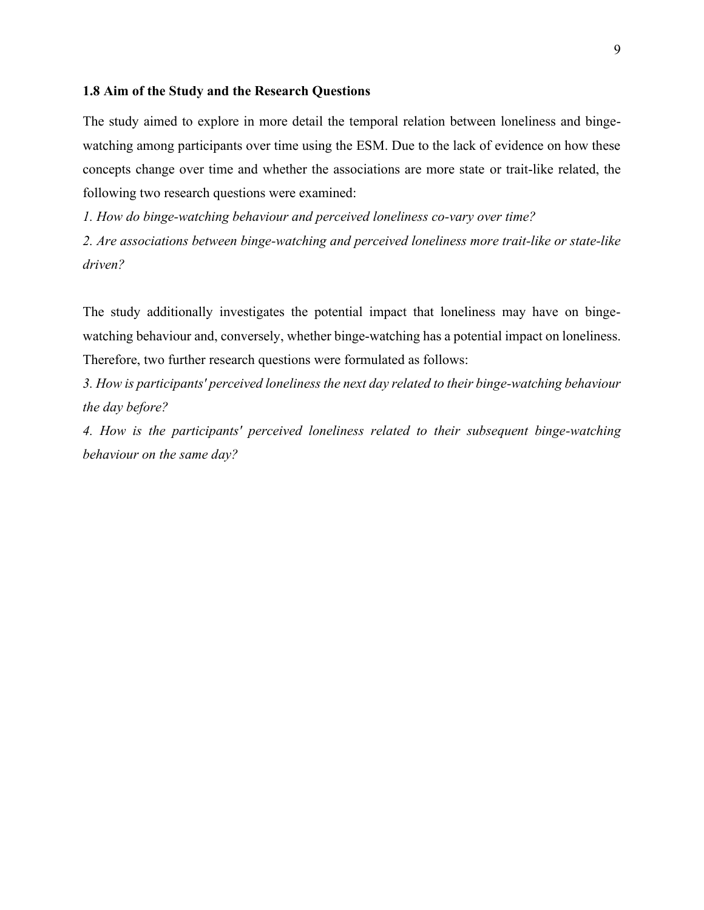### 1.8 Aim of the Study and the Research Questions

The study aimed to explore in more detail the temporal relation between loneliness and binge-watching among participants over time using the ESM. Due to the lack of evidence on how these concepts change over time and whether the associations are more state or trait-like related, the following two research questions were examined:

*1. How do binge-watching behaviour and perceived loneliness co-vary over time?*

*2. Are associations between binge-watching and perceived loneliness more trait-like or state-like driven?*

The study additionally investigates the potential impact that loneliness may have on binge-watching behaviour and, conversely, whether binge-watching has a potential impact on loneliness. Therefore, two further research questions were formulated as follows:

*3. How is participants' perceived loneliness the next day related to their binge-watching behaviour the day before?*

*4. How is the participants' perceived loneliness related to their subsequent binge-watching behaviour on the same day?*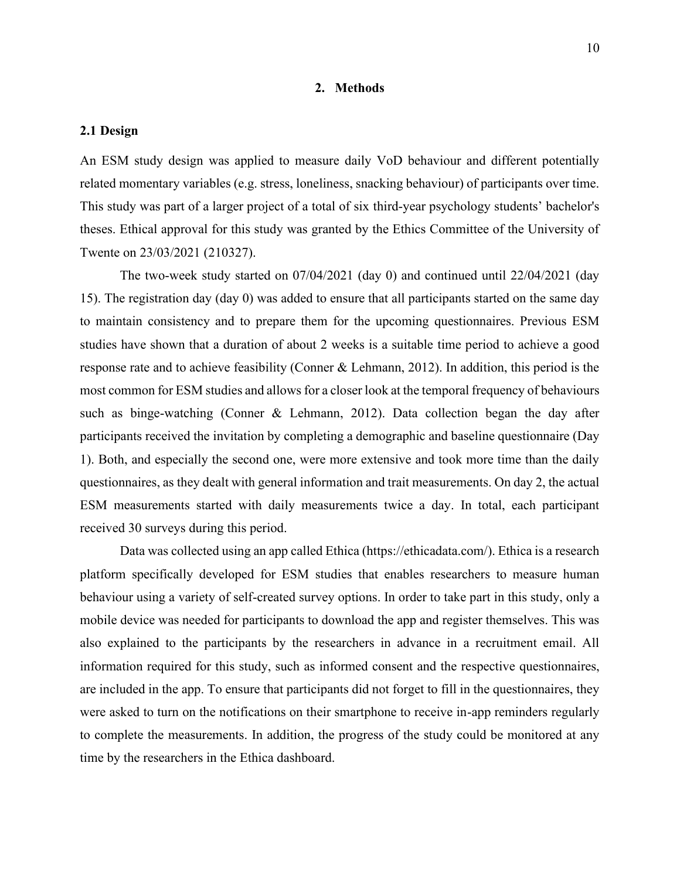## 2. Methods

### 2.1 Design

An ESM study design was applied to measure daily VoD behaviour and different potentially related momentary variables (e.g. stress, loneliness, snacking behaviour) of participants over time. This study was part of a larger project of a total of six third-year psychology students' bachelor's theses. Ethical approval for this study was granted by the Ethics Committee of the University of Twente on 23/03/2021 (210327).

The two-week study started on 07/04/2021 (day 0) and continued until 22/04/2021 (day 15). The registration day (day 0) was added to ensure that all participants started on the same day to maintain consistency and to prepare them for the upcoming questionnaires. Previous ESM studies have shown that a duration of about 2 weeks is a suitable time period to achieve a good response rate and to achieve feasibility (Conner & Lehmann, 2012). In addition, this period is the most common for ESM studies and allows for a closer look at the temporal frequency of behaviours such as binge-watching (Conner & Lehmann, 2012). Data collection began the day after participants received the invitation by completing a demographic and baseline questionnaire (Day 1). Both, and especially the second one, were more extensive and took more time than the daily questionnaires, as they dealt with general information and trait measurements. On day 2, the actual ESM measurements started with daily measurements twice a day. In total, each participant received 30 surveys during this period.

Data was collected using an app called Ethica (https://ethicadata.com/). Ethica is a research platform specifically developed for ESM studies that enables researchers to measure human behaviour using a variety of self-created survey options. In order to take part in this study, only a mobile device was needed for participants to download the app and register themselves. This was also explained to the participants by the researchers in advance in a recruitment email. All information required for this study, such as informed consent and the respective questionnaires, are included in the app. To ensure that participants did not forget to fill in the questionnaires, they were asked to turn on the notifications on their smartphone to receive in-app reminders regularly to complete the measurements. In addition, the progress of the study could be monitored at any time by the researchers in the Ethica dashboard.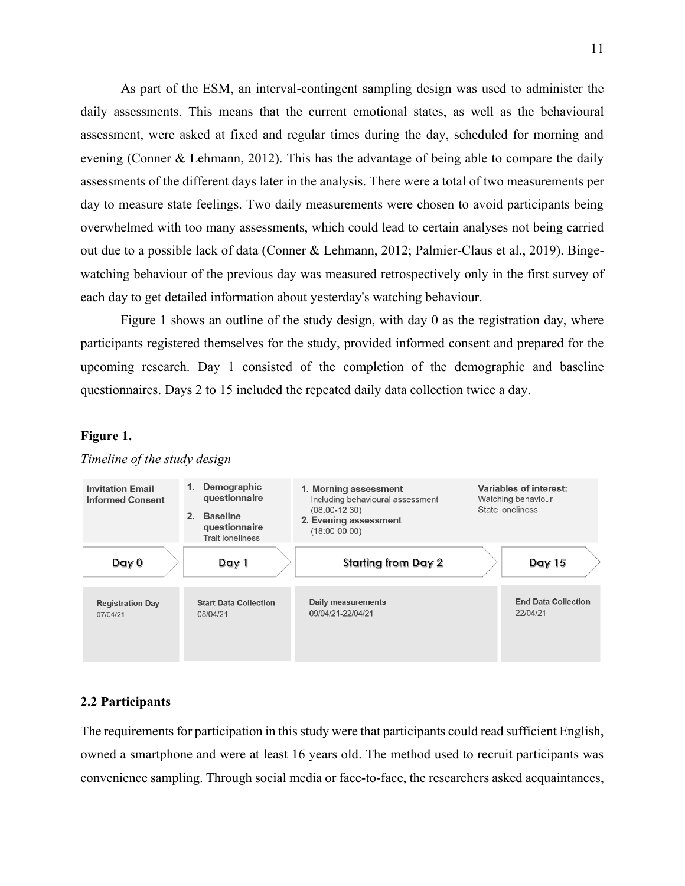As part of the ESM, an interval-contingent sampling design was used to administer the daily assessments. This means that the current emotional states, as well as the behavioural assessment, were asked at fixed and regular times during the day, scheduled for morning and evening (Conner & Lehmann, 2012). This has the advantage of being able to compare the daily assessments of the different days later in the analysis. There were a total of two measurements per day to measure state feelings. Two daily measurements were chosen to avoid participants being overwhelmed with too many assessments, which could lead to certain analyses not being carried out due to a possible lack of data (Conner & Lehmann, 2012; Palmier-Claus et al., 2019). Binge-watching behaviour of the previous day was measured retrospectively only in the first survey of each day to get detailed information about yesterday's watching behaviour.

Figure 1 shows an outline of the study design, with day 0 as the registration day, where participants registered themselves for the study, provided informed consent and prepared for the upcoming research. Day 1 consisted of the completion of the demographic and baseline questionnaires. Days 2 to 15 included the repeated daily data collection twice a day.

**Figure 1.**

*Timeline of the study design*

| Day 0 | Day 1 | Starting from Day 2 | Day 15 |
|---|---|---|---|
| **Invitation Email** **Informed Consent** | 1. **Demographic questionnaire** 2. **Baseline questionnaire** Trait loneliness | 1. **Morning assessment** Including behavioural assessment (08:00-12:30) 2. **Evening assessment** (18:00-00:00) | **Variables of interest:** Watching behaviour State loneliness |
| **Registration Day** 07/04/21 | **Start Data Collection** 08/04/21 | **Daily measurements** 09/04/21-22/04/21 | **End Data Collection** 22/04/21 |

## 2.2 Participants

The requirements for participation in this study were that participants could read sufficient English, owned a smartphone and were at least 16 years old. The method used to recruit participants was convenience sampling. Through social media or face-to-face, the researchers asked acquaintances,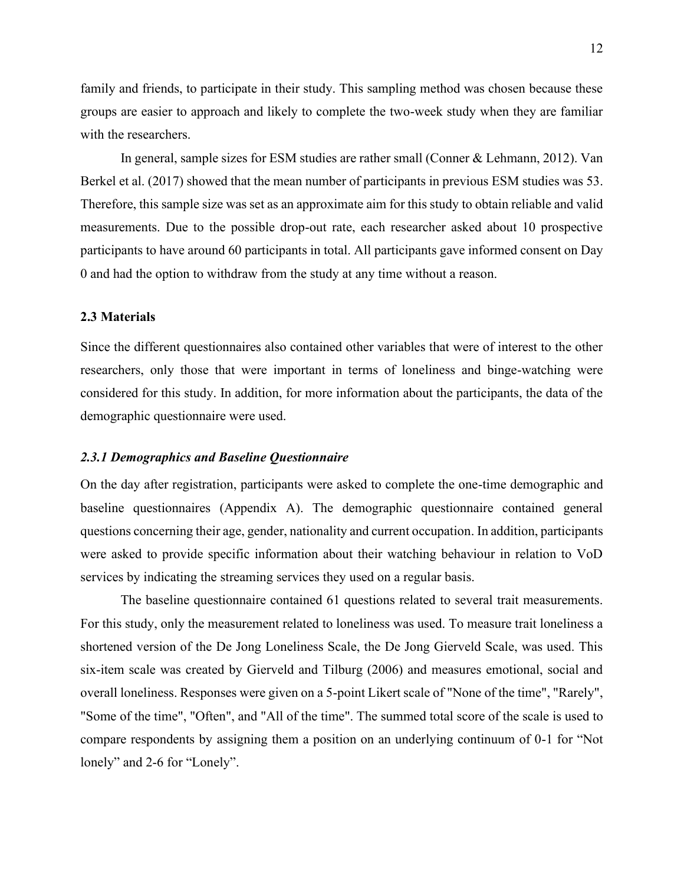family and friends, to participate in their study. This sampling method was chosen because these groups are easier to approach and likely to complete the two-week study when they are familiar with the researchers.

In general, sample sizes for ESM studies are rather small (Conner & Lehmann, 2012). Van Berkel et al. (2017) showed that the mean number of participants in previous ESM studies was 53. Therefore, this sample size was set as an approximate aim for this study to obtain reliable and valid measurements. Due to the possible drop-out rate, each researcher asked about 10 prospective participants to have around 60 participants in total. All participants gave informed consent on Day 0 and had the option to withdraw from the study at any time without a reason.

### 2.3 Materials

Since the different questionnaires also contained other variables that were of interest to the other researchers, only those that were important in terms of loneliness and binge-watching were considered for this study. In addition, for more information about the participants, the data of the demographic questionnaire were used.

#### *2.3.1 Demographics and Baseline Questionnaire*

On the day after registration, participants were asked to complete the one-time demographic and baseline questionnaires (Appendix A). The demographic questionnaire contained general questions concerning their age, gender, nationality and current occupation. In addition, participants were asked to provide specific information about their watching behaviour in relation to VoD services by indicating the streaming services they used on a regular basis.

The baseline questionnaire contained 61 questions related to several trait measurements. For this study, only the measurement related to loneliness was used. To measure trait loneliness a shortened version of the De Jong Loneliness Scale, the De Jong Gierveld Scale, was used. This six-item scale was created by Gierveld and Tilburg (2006) and measures emotional, social and overall loneliness. Responses were given on a 5-point Likert scale of "None of the time", "Rarely", "Some of the time", "Often", and "All of the time". The summed total score of the scale is used to compare respondents by assigning them a position on an underlying continuum of 0-1 for "Not lonely" and 2-6 for "Lonely".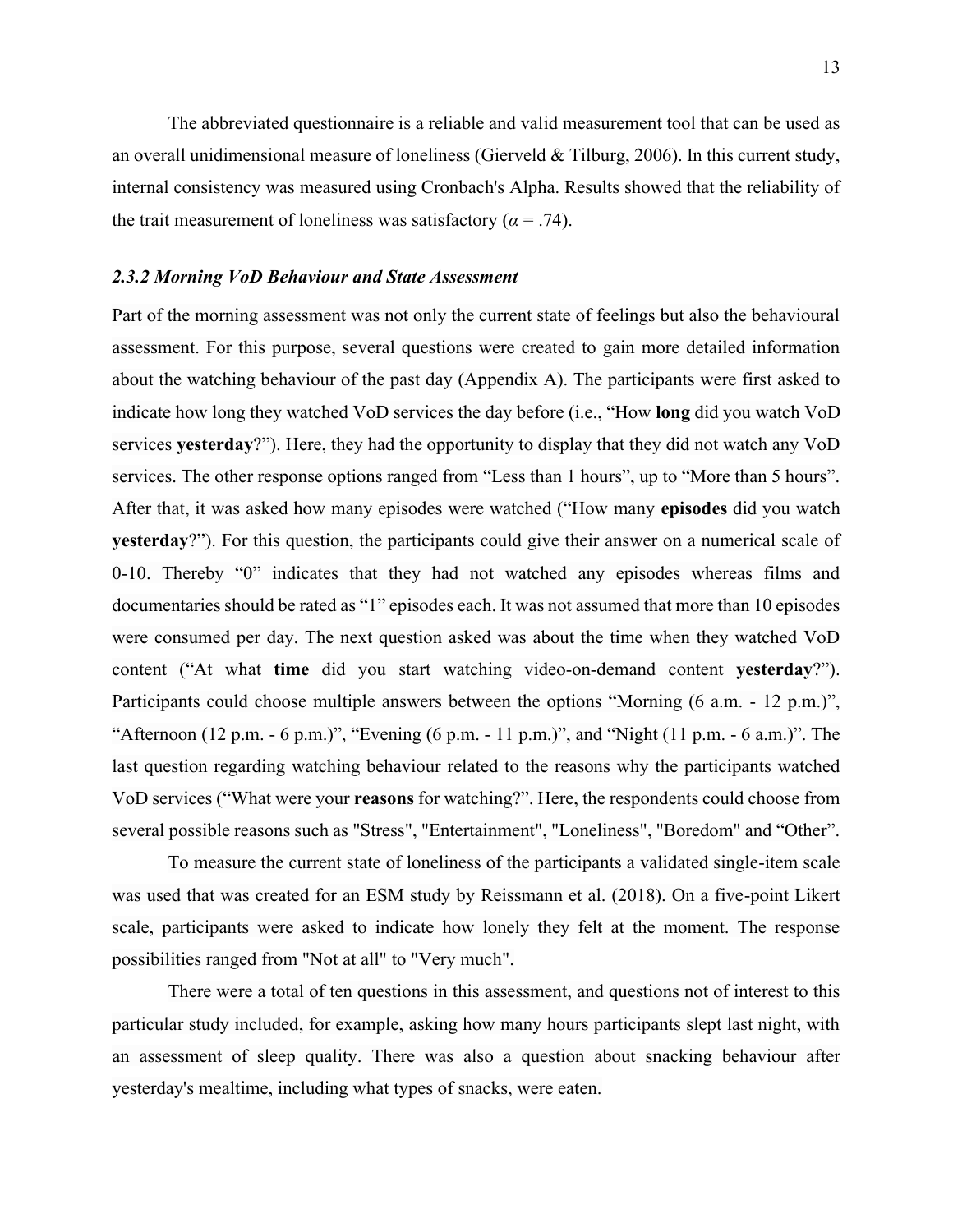The abbreviated questionnaire is a reliable and valid measurement tool that can be used as an overall unidimensional measure of loneliness (Gierveld & Tilburg, 2006). In this current study, internal consistency was measured using Cronbach's Alpha. Results showed that the reliability of the trait measurement of loneliness was satisfactory ($\alpha = .74$).

### *2.3.2 Morning VoD Behaviour and State Assessment*

Part of the morning assessment was not only the current state of feelings but also the behavioural assessment. For this purpose, several questions were created to gain more detailed information about the watching behaviour of the past day (Appendix A). The participants were first asked to indicate how long they watched VoD services the day before (i.e., "How **long** did you watch VoD services **yesterday**?"). Here, they had the opportunity to display that they did not watch any VoD services. The other response options ranged from "Less than 1 hours", up to "More than 5 hours". After that, it was asked how many episodes were watched ("How many **episodes** did you watch **yesterday**?"). For this question, the participants could give their answer on a numerical scale of 0-10. Thereby "0" indicates that they had not watched any episodes whereas films and documentaries should be rated as "1" episodes each. It was not assumed that more than 10 episodes were consumed per day. The next question asked was about the time when they watched VoD content ("At what **time** did you start watching video-on-demand content **yesterday**?"). Participants could choose multiple answers between the options "Morning (6 a.m. - 12 p.m.)", "Afternoon (12 p.m. - 6 p.m.)", "Evening (6 p.m. - 11 p.m.)", and "Night (11 p.m. - 6 a.m.)". The last question regarding watching behaviour related to the reasons why the participants watched VoD services ("What were your **reasons** for watching?". Here, the respondents could choose from several possible reasons such as "Stress", "Entertainment", "Loneliness", "Boredom" and "Other".

To measure the current state of loneliness of the participants a validated single-item scale was used that was created for an ESM study by Reissmann et al. (2018). On a five-point Likert scale, participants were asked to indicate how lonely they felt at the moment. The response possibilities ranged from "Not at all" to "Very much".

There were a total of ten questions in this assessment, and questions not of interest to this particular study included, for example, asking how many hours participants slept last night, with an assessment of sleep quality. There was also a question about snacking behaviour after yesterday's mealtime, including what types of snacks, were eaten.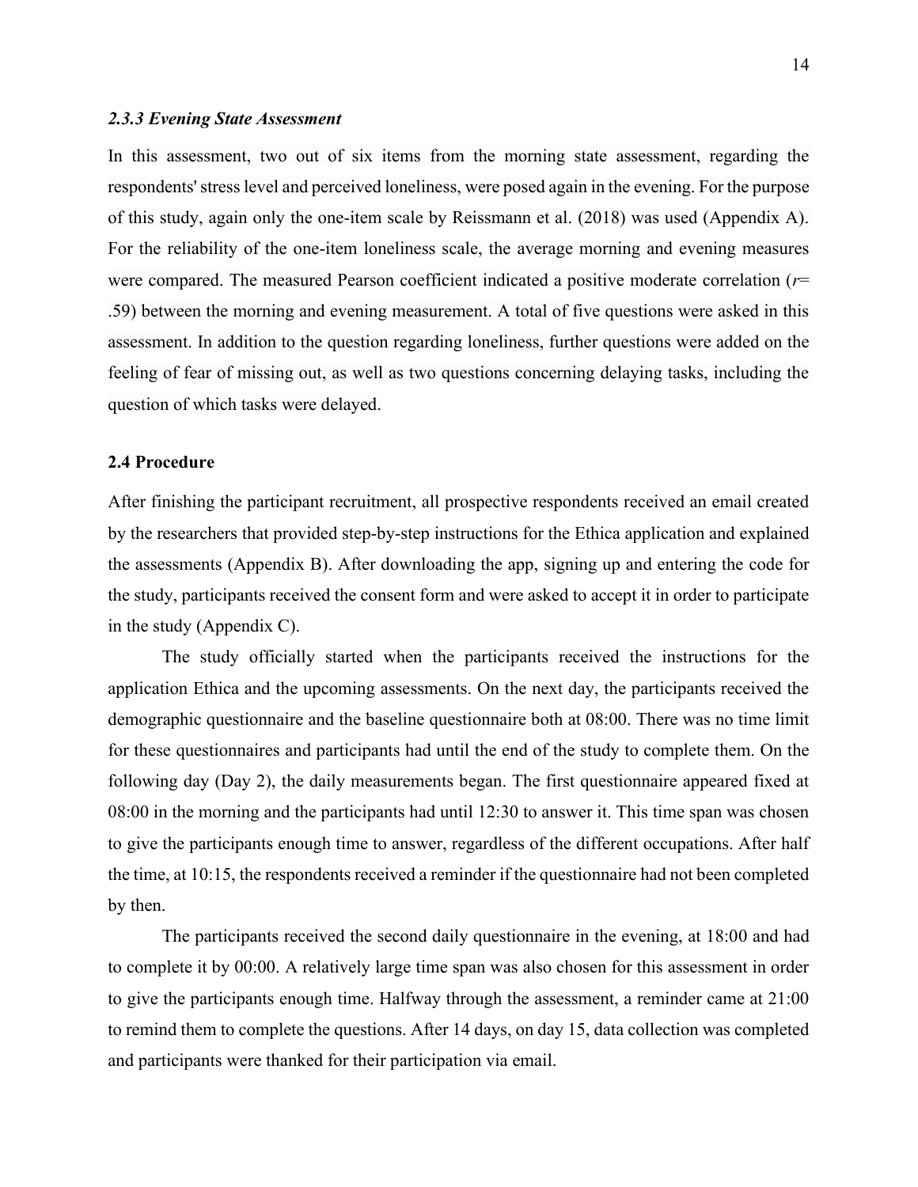### *2.3.3 Evening State Assessment*

In this assessment, two out of six items from the morning state assessment, regarding the respondents' stress level and perceived loneliness, were posed again in the evening. For the purpose of this study, again only the one-item scale by Reissmann et al. (2018) was used (Appendix A). For the reliability of the one-item loneliness scale, the average morning and evening measures were compared. The measured Pearson coefficient indicated a positive moderate correlation ($r$= .59) between the morning and evening measurement. A total of five questions were asked in this assessment. In addition to the question regarding loneliness, further questions were added on the feeling of fear of missing out, as well as two questions concerning delaying tasks, including the question of which tasks were delayed.

### 2.4 Procedure

After finishing the participant recruitment, all prospective respondents received an email created by the researchers that provided step-by-step instructions for the Ethica application and explained the assessments (Appendix B). After downloading the app, signing up and entering the code for the study, participants received the consent form and were asked to accept it in order to participate in the study (Appendix C).

The study officially started when the participants received the instructions for the application Ethica and the upcoming assessments. On the next day, the participants received the demographic questionnaire and the baseline questionnaire both at 08:00. There was no time limit for these questionnaires and participants had until the end of the study to complete them. On the following day (Day 2), the daily measurements began. The first questionnaire appeared fixed at 08:00 in the morning and the participants had until 12:30 to answer it. This time span was chosen to give the participants enough time to answer, regardless of the different occupations. After half the time, at 10:15, the respondents received a reminder if the questionnaire had not been completed by then.

The participants received the second daily questionnaire in the evening, at 18:00 and had to complete it by 00:00. A relatively large time span was also chosen for this assessment in order to give the participants enough time. Halfway through the assessment, a reminder came at 21:00 to remind them to complete the questions. After 14 days, on day 15, data collection was completed and participants were thanked for their participation via email.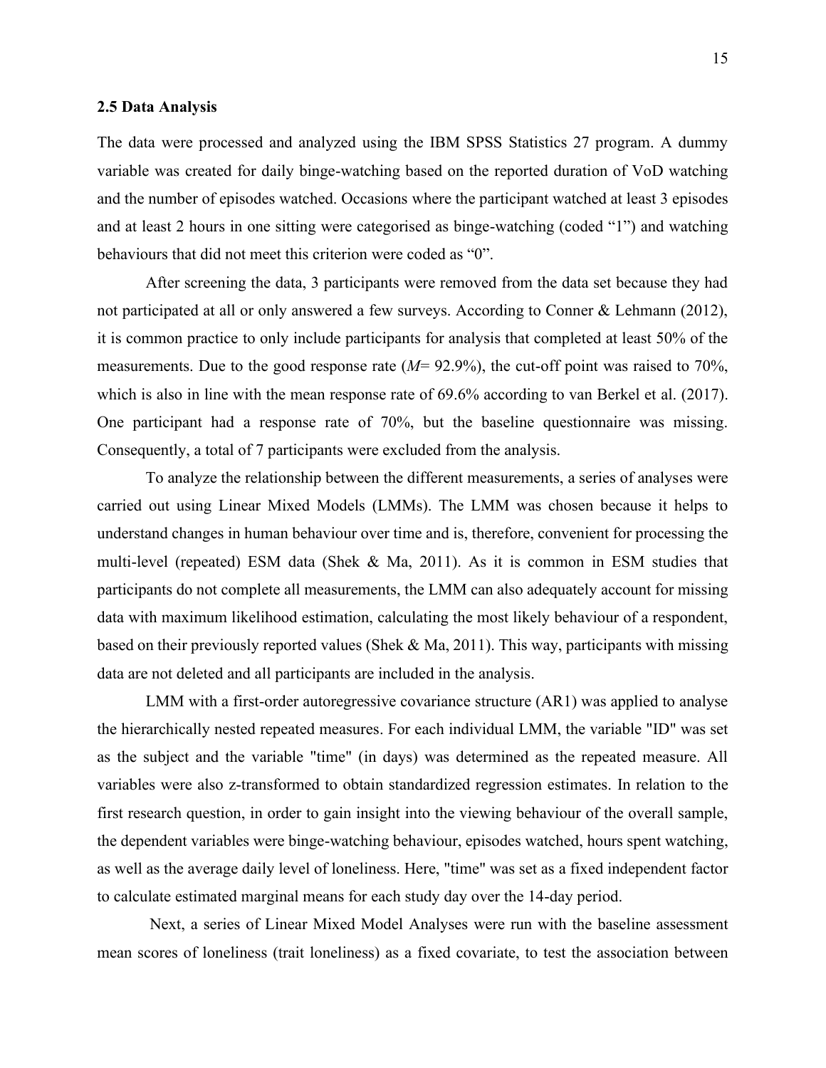### 2.5 Data Analysis

The data were processed and analyzed using the IBM SPSS Statistics 27 program. A dummy variable was created for daily binge-watching based on the reported duration of VoD watching and the number of episodes watched. Occasions where the participant watched at least 3 episodes and at least 2 hours in one sitting were categorised as binge-watching (coded "1") and watching behaviours that did not meet this criterion were coded as "0".

After screening the data, 3 participants were removed from the data set because they had not participated at all or only answered a few surveys. According to Conner & Lehmann (2012), it is common practice to only include participants for analysis that completed at least 50% of the measurements. Due to the good response rate (*M*= 92.9%), the cut-off point was raised to 70%, which is also in line with the mean response rate of 69.6% according to van Berkel et al. (2017). One participant had a response rate of 70%, but the baseline questionnaire was missing. Consequently, a total of 7 participants were excluded from the analysis.

To analyze the relationship between the different measurements, a series of analyses were carried out using Linear Mixed Models (LMMs). The LMM was chosen because it helps to understand changes in human behaviour over time and is, therefore, convenient for processing the multi-level (repeated) ESM data (Shek & Ma, 2011). As it is common in ESM studies that participants do not complete all measurements, the LMM can also adequately account for missing data with maximum likelihood estimation, calculating the most likely behaviour of a respondent, based on their previously reported values (Shek & Ma, 2011). This way, participants with missing data are not deleted and all participants are included in the analysis.

LMM with a first-order autoregressive covariance structure (AR1) was applied to analyse the hierarchically nested repeated measures. For each individual LMM, the variable "ID" was set as the subject and the variable "time" (in days) was determined as the repeated measure. All variables were also z-transformed to obtain standardized regression estimates. In relation to the first research question, in order to gain insight into the viewing behaviour of the overall sample, the dependent variables were binge-watching behaviour, episodes watched, hours spent watching, as well as the average daily level of loneliness. Here, "time" was set as a fixed independent factor to calculate estimated marginal means for each study day over the 14-day period.

Next, a series of Linear Mixed Model Analyses were run with the baseline assessment mean scores of loneliness (trait loneliness) as a fixed covariate, to test the association between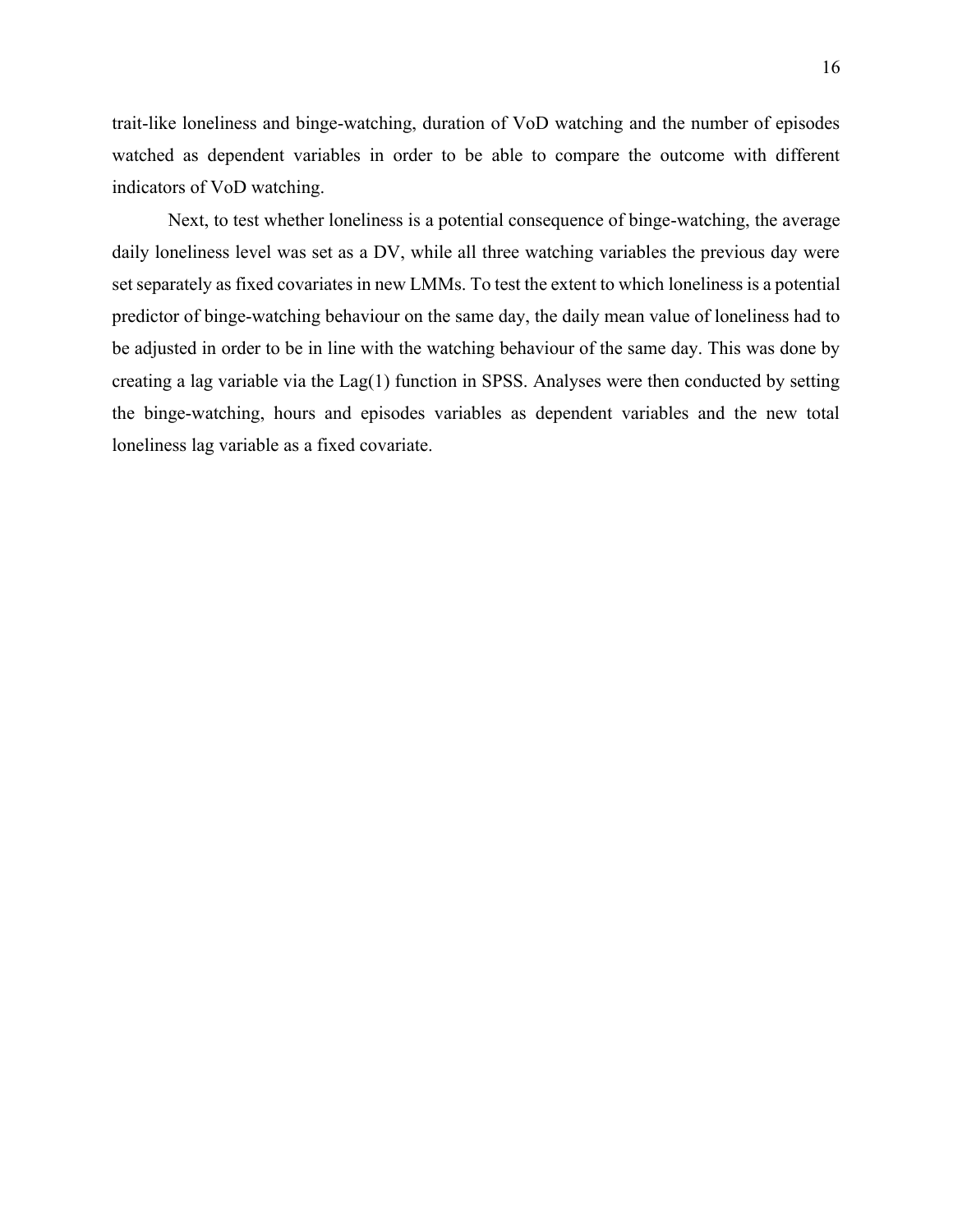trait-like loneliness and binge-watching, duration of VoD watching and the number of episodes watched as dependent variables in order to be able to compare the outcome with different indicators of VoD watching.

Next, to test whether loneliness is a potential consequence of binge-watching, the average daily loneliness level was set as a DV, while all three watching variables the previous day were set separately as fixed covariates in new LMMs. To test the extent to which loneliness is a potential predictor of binge-watching behaviour on the same day, the daily mean value of loneliness had to be adjusted in order to be in line with the watching behaviour of the same day. This was done by creating a lag variable via the Lag(1) function in SPSS. Analyses were then conducted by setting the binge-watching, hours and episodes variables as dependent variables and the new total loneliness lag variable as a fixed covariate.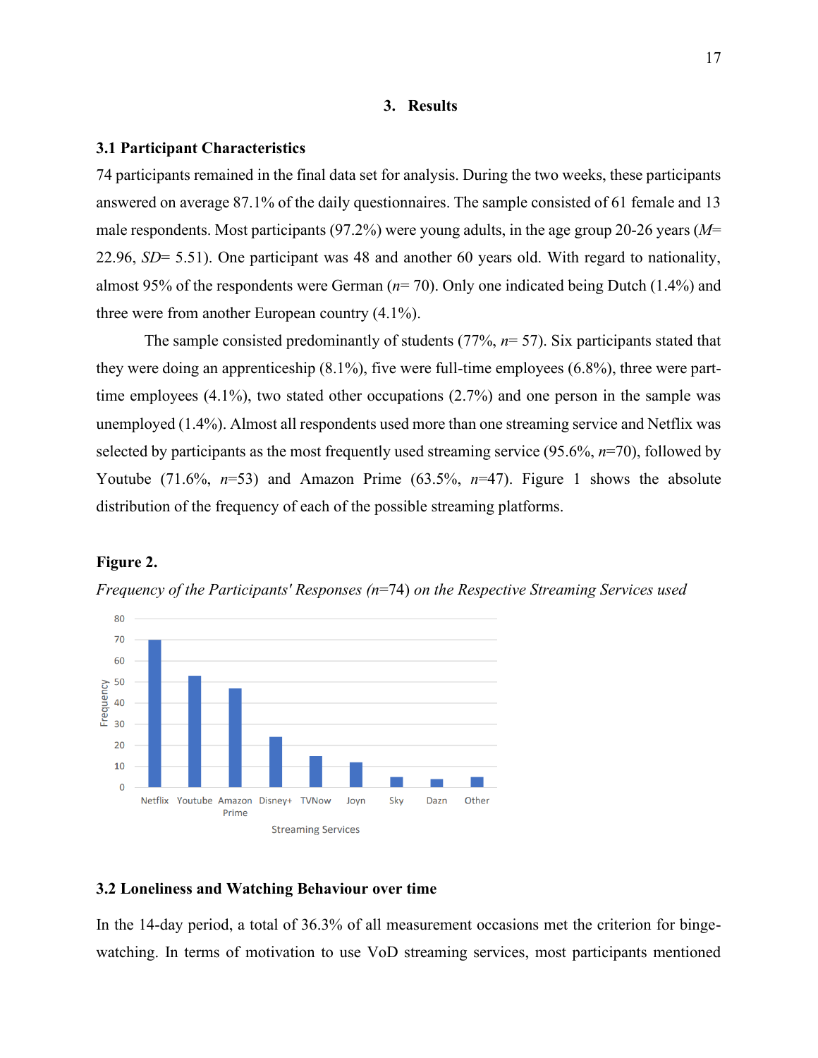# 3. Results

## 3.1 Participant Characteristics

74 participants remained in the final data set for analysis. During the two weeks, these participants answered on average 87.1% of the daily questionnaires. The sample consisted of 61 female and 13 male respondents. Most participants (97.2%) were young adults, in the age group 20-26 years (*M*= 22.96, *SD*= 5.51). One participant was 48 and another 60 years old. With regard to nationality, almost 95% of the respondents were German (*n*= 70). Only one indicated being Dutch (1.4%) and three were from another European country (4.1%).

The sample consisted predominantly of students (77%, *n*= 57). Six participants stated that they were doing an apprenticeship (8.1%), five were full-time employees (6.8%), three were part-time employees (4.1%), two stated other occupations (2.7%) and one person in the sample was unemployed (1.4%). Almost all respondents used more than one streaming service and Netflix was selected by participants as the most frequently used streaming service (95.6%, *n*=70), followed by Youtube (71.6%, *n*=53) and Amazon Prime (63.5%, *n*=47). Figure 1 shows the absolute distribution of the frequency of each of the possible streaming platforms.

**Figure 2.**

*Frequency of the Participants' Responses (n=74) on the Respective Streaming Services used*

| Streaming Services | Frequency |
|---|---|
| Netflix | 70 |
| Youtube | 53 |
| Amazon Prime | 47 |
| Disney+ | 24 |
| TVNow | 15 |
| Joyn | 12 |
| Sky | 5 |
| Dazn | 4 |
| Other | 5 |

## 3.2 Loneliness and Watching Behaviour over time

In the 14-day period, a total of 36.3% of all measurement occasions met the criterion for binge-watching. In terms of motivation to use VoD streaming services, most participants mentioned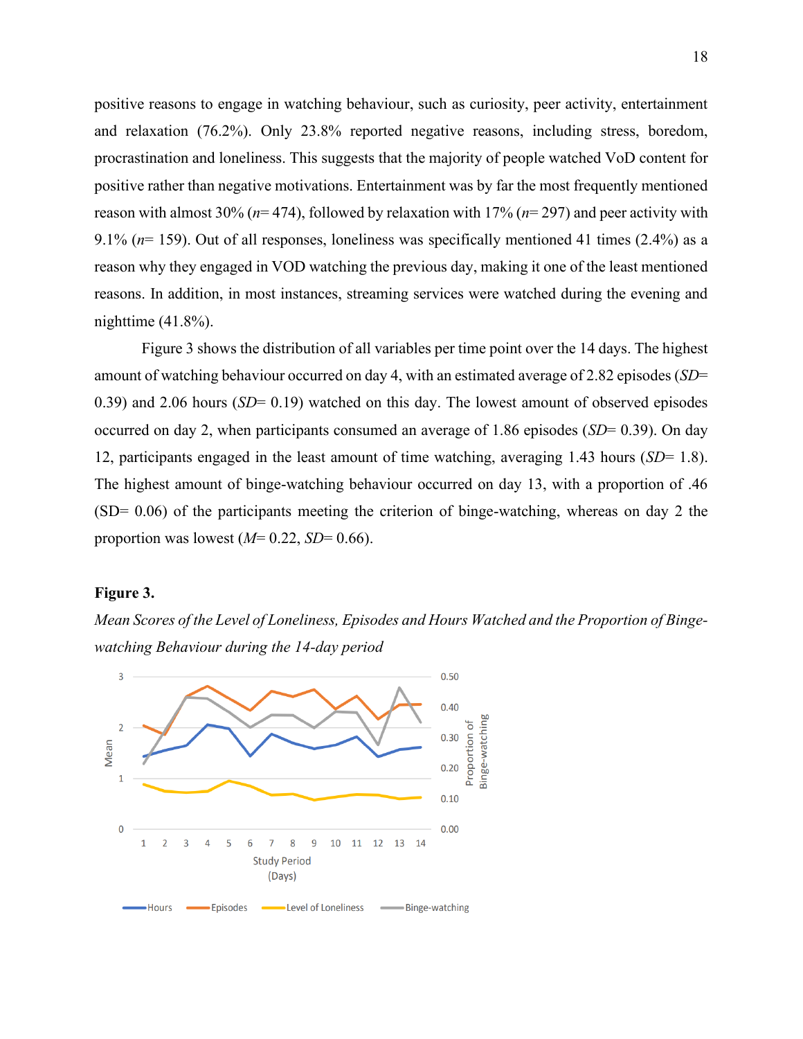positive reasons to engage in watching behaviour, such as curiosity, peer activity, entertainment and relaxation (76.2%). Only 23.8% reported negative reasons, including stress, boredom, procrastination and loneliness. This suggests that the majority of people watched VoD content for positive rather than negative motivations. Entertainment was by far the most frequently mentioned reason with almost 30% ($n$= 474), followed by relaxation with 17% ($n$= 297) and peer activity with 9.1% ($n$= 159). Out of all responses, loneliness was specifically mentioned 41 times (2.4%) as a reason why they engaged in VOD watching the previous day, making it one of the least mentioned reasons. In addition, in most instances, streaming services were watched during the evening and nighttime (41.8%).

Figure 3 shows the distribution of all variables per time point over the 14 days. The highest amount of watching behaviour occurred on day 4, with an estimated average of 2.82 episodes ($SD$= 0.39) and 2.06 hours ($SD$= 0.19) watched on this day. The lowest amount of observed episodes occurred on day 2, when participants consumed an average of 1.86 episodes ($SD$= 0.39). On day 12, participants engaged in the least amount of time watching, averaging 1.43 hours ($SD$= 1.8). The highest amount of binge-watching behaviour occurred on day 13, with a proportion of .46 (SD= 0.06) of the participants meeting the criterion of binge-watching, whereas on day 2 the proportion was lowest ($M$= 0.22, $SD$= 0.66).

**Figure 3.**

*Mean Scores of the Level of Loneliness, Episodes and Hours Watched and the Proportion of Binge-watching Behaviour during the 14-day period*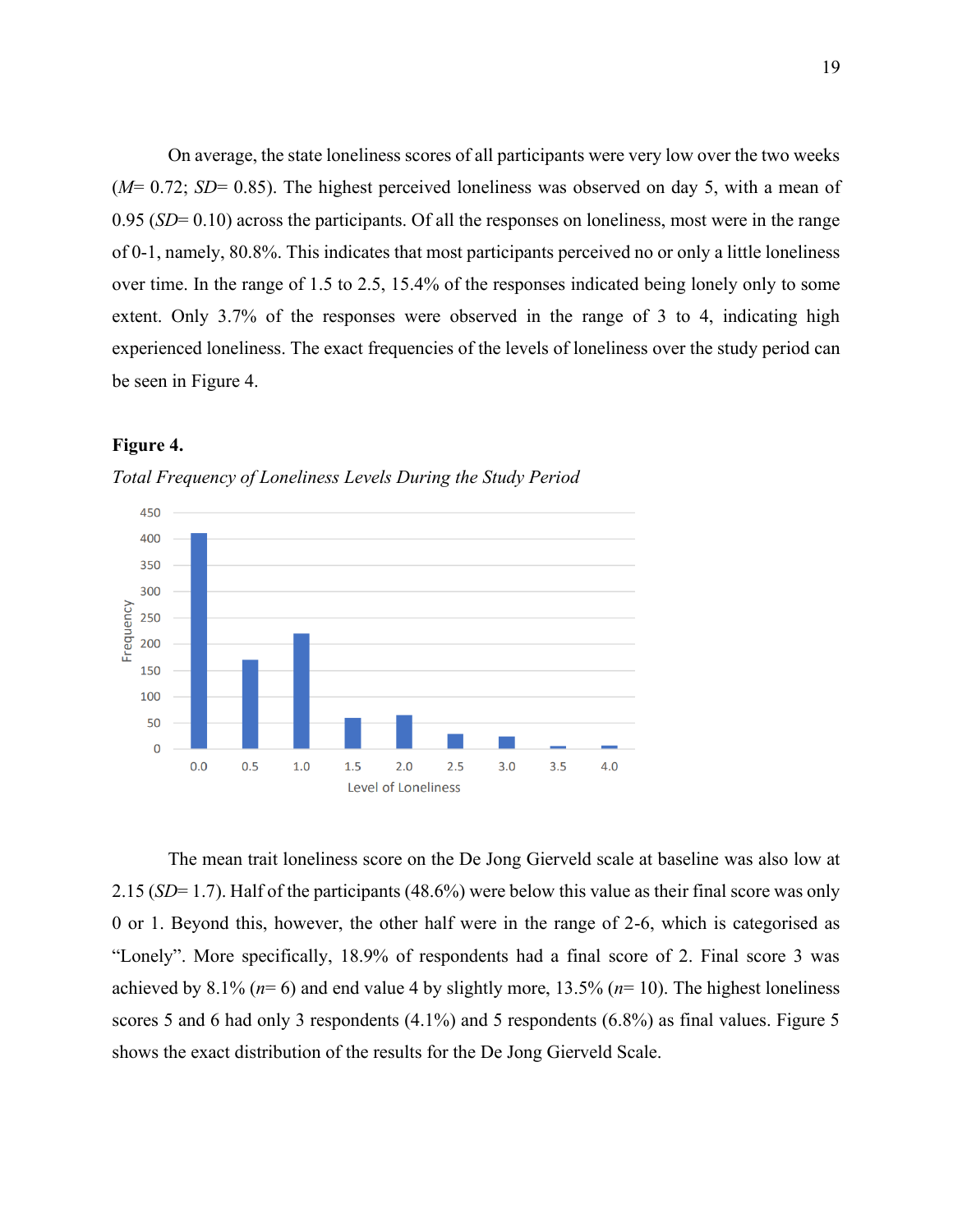On average, the state loneliness scores of all participants were very low over the two weeks (*M*= 0.72; *SD*= 0.85). The highest perceived loneliness was observed on day 5, with a mean of 0.95 (*SD*= 0.10) across the participants. Of all the responses on loneliness, most were in the range of 0-1, namely, 80.8%. This indicates that most participants perceived no or only a little loneliness over time. In the range of 1.5 to 2.5, 15.4% of the responses indicated being lonely only to some extent. Only 3.7% of the responses were observed in the range of 3 to 4, indicating high experienced loneliness. The exact frequencies of the levels of loneliness over the study period can be seen in Figure 4.

**Figure 4.**

*Total Frequency of Loneliness Levels During the Study Period*

The mean trait loneliness score on the De Jong Gierveld scale at baseline was also low at 2.15 (*SD*= 1.7). Half of the participants (48.6%) were below this value as their final score was only 0 or 1. Beyond this, however, the other half were in the range of 2-6, which is categorised as "Lonely". More specifically, 18.9% of respondents had a final score of 2. Final score 3 was achieved by 8.1% (*n*= 6) and end value 4 by slightly more, 13.5% (*n*= 10). The highest loneliness scores 5 and 6 had only 3 respondents (4.1%) and 5 respondents (6.8%) as final values. Figure 5 shows the exact distribution of the results for the De Jong Gierveld Scale.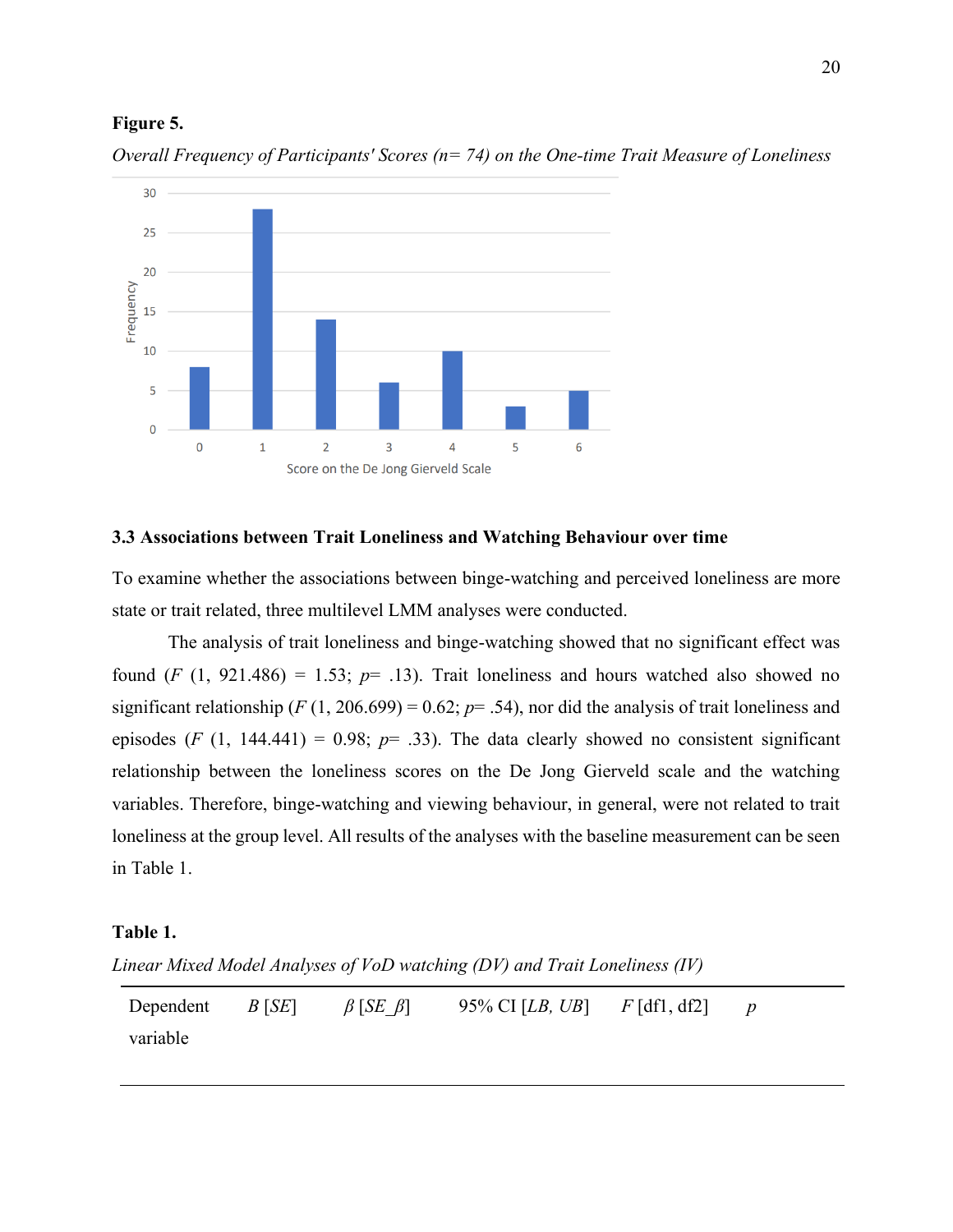**Figure 5.**

*Overall Frequency of Participants' Scores (n= 74) on the One-time Trait Measure of Loneliness*

### 3.3 Associations between Trait Loneliness and Watching Behaviour over time

To examine whether the associations between binge-watching and perceived loneliness are more state or trait related, three multilevel LMM analyses were conducted.

The analysis of trait loneliness and binge-watching showed that no significant effect was found ($F$ (1, 921.486) = 1.53; $p$= .13). Trait loneliness and hours watched also showed no significant relationship ($F$ (1, 206.699) = 0.62; $p$= .54), nor did the analysis of trait loneliness and episodes ($F$ (1, 144.441) = 0.98; $p$= .33). The data clearly showed no consistent significant relationship between the loneliness scores on the De Jong Gierveld scale and the watching variables. Therefore, binge-watching and viewing behaviour, in general, were not related to trait loneliness at the group level. All results of the analyses with the baseline measurement can be seen in Table 1.

**Table 1.**

*Linear Mixed Model Analyses of VoD watching (DV) and Trait Loneliness (IV)*

| Dependent variable | *B* [*SE*] | *β* [*SE_β*] | 95% CI [*LB*, *UB*] | *F* [df1, df2] | *p* |
|---|---|---|---|---|---|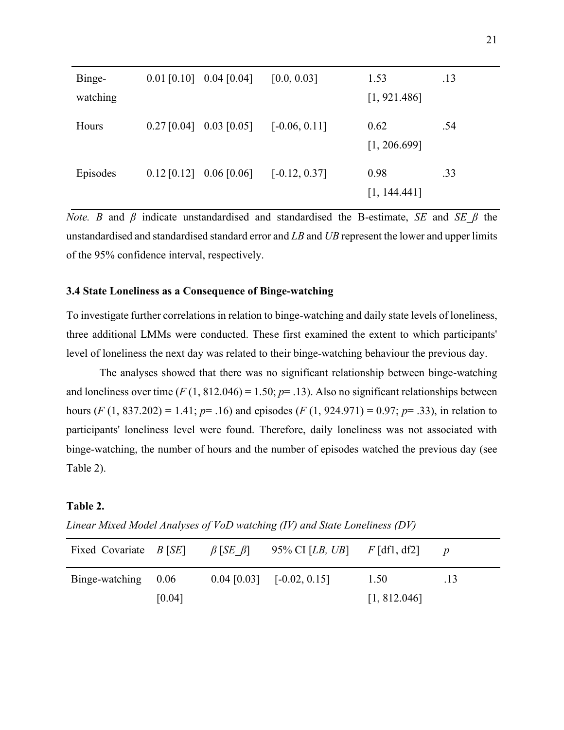| | | | | | |
|---|---|---|---|---|---|
| Binge-watching | 0.01 [0.10] | 0.04 [0.04] | [0.0, 0.03] | 1.53 [1, 921.486] | .13 |
| Hours | 0.27 [0.04] | 0.03 [0.05] | [-0.06, 0.11] | 0.62 [1, 206.699] | .54 |
| Episodes | 0.12 [0.12] | 0.06 [0.06] | [-0.12, 0.37] | 0.98 [1, 144.441] | .33 |

*Note. B* and *β* indicate unstandardised and standardised the B-estimate, *SE* and *SE_β* the unstandardised and standardised standard error and *LB* and *UB* represent the lower and upper limits of the 95% confidence interval, respectively.

### 3.4 State Loneliness as a Consequence of Binge-watching

To investigate further correlations in relation to binge-watching and daily state levels of loneliness, three additional LMMs were conducted. These first examined the extent to which participants' level of loneliness the next day was related to their binge-watching behaviour the previous day.

The analyses showed that there was no significant relationship between binge-watching and loneliness over time ($F$ (1, 812.046) = 1.50; $p$= .13). Also no significant relationships between hours ($F$ (1, 837.202) = 1.41; $p$= .16) and episodes ($F$ (1, 924.971) = 0.97; $p$= .33), in relation to participants' loneliness level were found. Therefore, daily loneliness was not associated with binge-watching, the number of hours and the number of episodes watched the previous day (see Table 2).

**Table 2.**

*Linear Mixed Model Analyses of VoD watching (IV) and State Loneliness (DV)*

| Fixed Covariate | *B* [*SE*] | *β* [*SE_β*] | 95% CI [*LB, UB*] | *F* [df1, df2] | *p* |
|---|---|---|---|---|---|
| Binge-watching | 0.06 [0.04] | 0.04 [0.03] | [-0.02, 0.15] | 1.50 [1, 812.046] | .13 |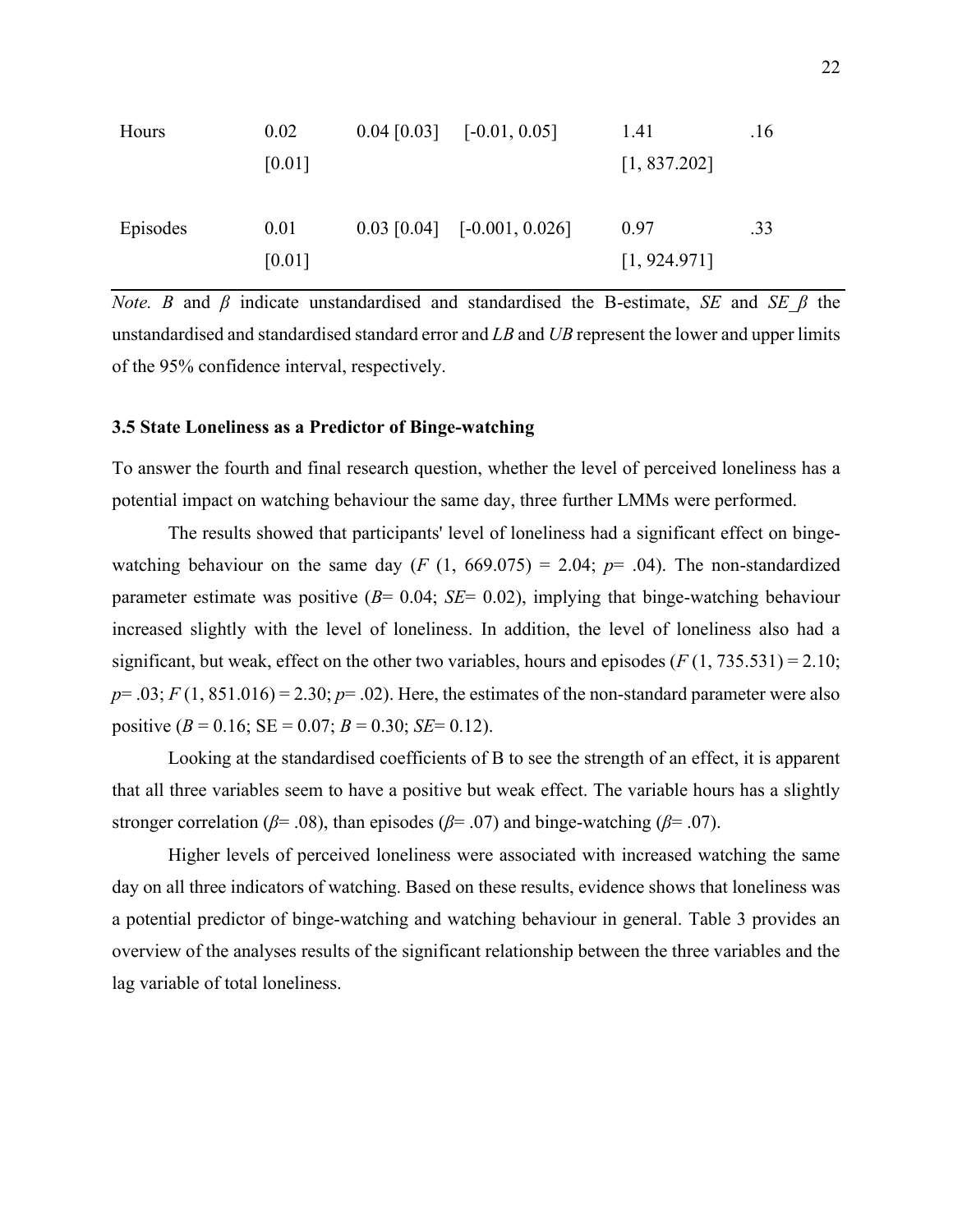| | | | | | |
|---|---|---|---|---|---|
| Hours | 0.02 [0.01] | 0.04 [0.03] | [-0.01, 0.05] | 1.41 [1, 837.202] | .16 |
| Episodes | 0.01 [0.01] | 0.03 [0.04] | [-0.001, 0.026] | 0.97 [1, 924.971] | .33 |

*Note.* *B* and *β* indicate unstandardised and standardised the B-estimate, *SE* and *SE_β* the unstandardised and standardised standard error and *LB* and *UB* represent the lower and upper limits of the 95% confidence interval, respectively.

### 3.5 State Loneliness as a Predictor of Binge-watching

To answer the fourth and final research question, whether the level of perceived loneliness has a potential impact on watching behaviour the same day, three further LMMs were performed.

The results showed that participants' level of loneliness had a significant effect on binge-watching behaviour on the same day ($F$ (1, 669.075) = 2.04; $p$= .04). The non-standardized parameter estimate was positive ($B$= 0.04; $SE$= 0.02), implying that binge-watching behaviour increased slightly with the level of loneliness. In addition, the level of loneliness also had a significant, but weak, effect on the other two variables, hours and episodes ($F$ (1, 735.531) = 2.10; $p$= .03; $F$ (1, 851.016) = 2.30; $p$= .02). Here, the estimates of the non-standard parameter were also positive ($B$ = 0.16; SE = 0.07; $B$ = 0.30; $SE$= 0.12).

Looking at the standardised coefficients of B to see the strength of an effect, it is apparent that all three variables seem to have a positive but weak effect. The variable hours has a slightly stronger correlation ($\beta$= .08), than episodes ($\beta$= .07) and binge-watching ($\beta$= .07).

Higher levels of perceived loneliness were associated with increased watching the same day on all three indicators of watching. Based on these results, evidence shows that loneliness was a potential predictor of binge-watching and watching behaviour in general. Table 3 provides an overview of the analyses results of the significant relationship between the three variables and the lag variable of total loneliness.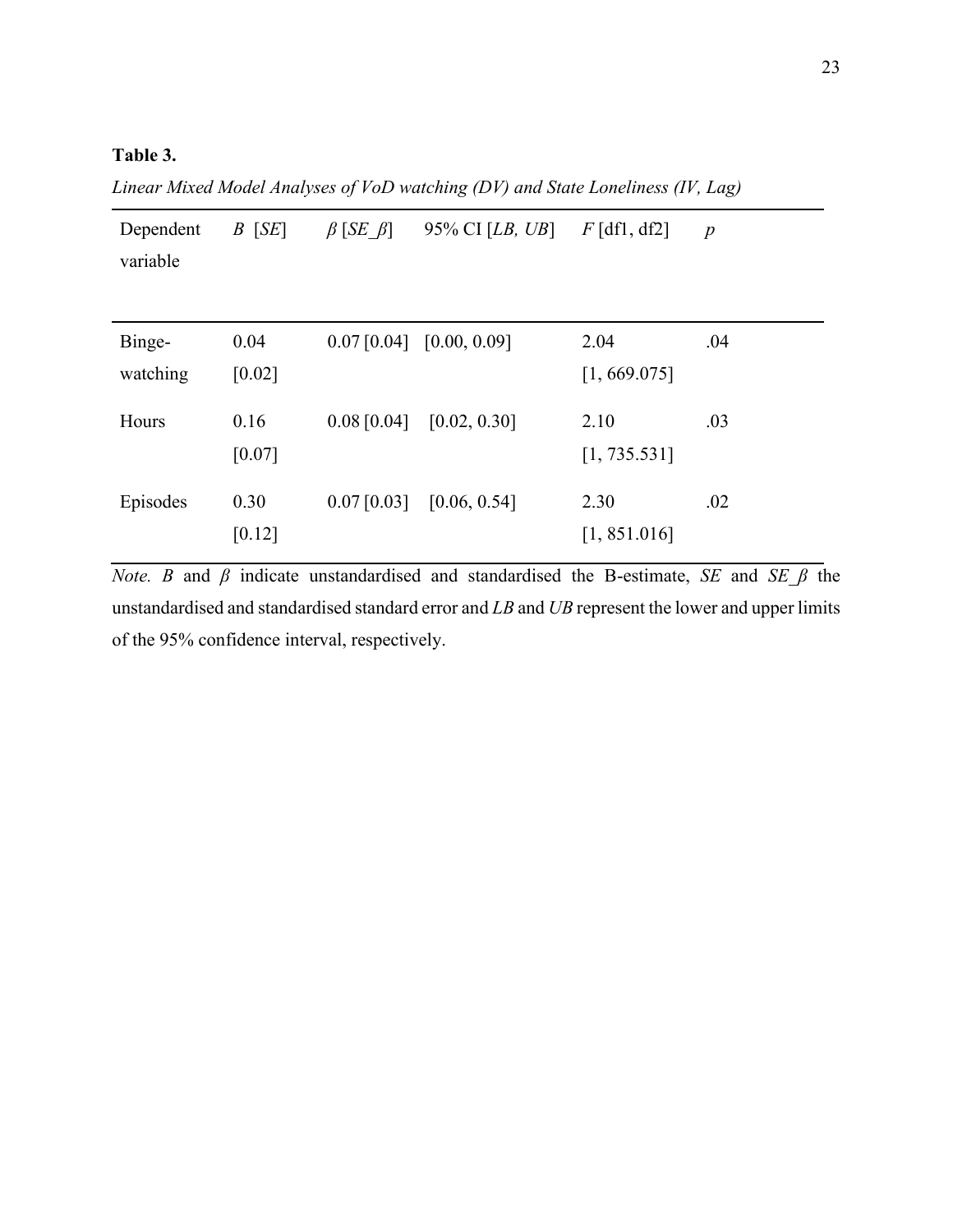**Table 3.**

*Linear Mixed Model Analyses of VoD watching (DV) and State Loneliness (IV, Lag)*

| Dependent variable | *B* [*SE*] | *β* [*SE_β*] | 95% CI [*LB, UB*] | *F* [df1, df2] | *p* |
|---|---|---|---|---|---|
| Binge-watching | 0.04 [0.02] | 0.07 [0.04] | [0.00, 0.09] | 2.04 [1, 669.075] | .04 |
| Hours | 0.16 [0.07] | 0.08 [0.04] | [0.02, 0.30] | 2.10 [1, 735.531] | .03 |
| Episodes | 0.30 [0.12] | 0.07 [0.03] | [0.06, 0.54] | 2.30 [1, 851.016] | .02 |

*Note.* *B* and *β* indicate unstandardised and standardised the B-estimate, *SE* and *SE_β* the unstandardised and standardised standard error and *LB* and *UB* represent the lower and upper limits of the 95% confidence interval, respectively.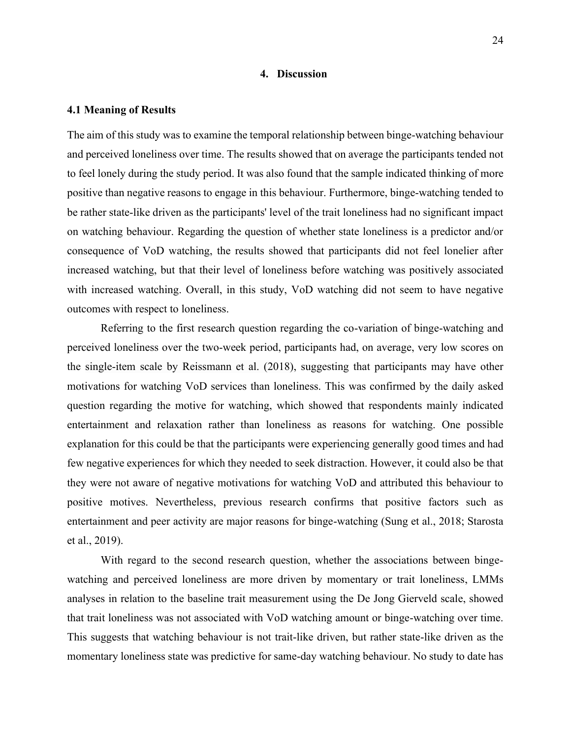# 4. Discussion

## 4.1 Meaning of Results

The aim of this study was to examine the temporal relationship between binge-watching behaviour and perceived loneliness over time. The results showed that on average the participants tended not to feel lonely during the study period. It was also found that the sample indicated thinking of more positive than negative reasons to engage in this behaviour. Furthermore, binge-watching tended to be rather state-like driven as the participants' level of the trait loneliness had no significant impact on watching behaviour. Regarding the question of whether state loneliness is a predictor and/or consequence of VoD watching, the results showed that participants did not feel lonelier after increased watching, but that their level of loneliness before watching was positively associated with increased watching. Overall, in this study, VoD watching did not seem to have negative outcomes with respect to loneliness.

Referring to the first research question regarding the co-variation of binge-watching and perceived loneliness over the two-week period, participants had, on average, very low scores on the single-item scale by Reissmann et al. (2018), suggesting that participants may have other motivations for watching VoD services than loneliness. This was confirmed by the daily asked question regarding the motive for watching, which showed that respondents mainly indicated entertainment and relaxation rather than loneliness as reasons for watching. One possible explanation for this could be that the participants were experiencing generally good times and had few negative experiences for which they needed to seek distraction. However, it could also be that they were not aware of negative motivations for watching VoD and attributed this behaviour to positive motives. Nevertheless, previous research confirms that positive factors such as entertainment and peer activity are major reasons for binge-watching (Sung et al., 2018; Starosta et al., 2019).

With regard to the second research question, whether the associations between binge-watching and perceived loneliness are more driven by momentary or trait loneliness, LMMs analyses in relation to the baseline trait measurement using the De Jong Gierveld scale, showed that trait loneliness was not associated with VoD watching amount or binge-watching over time. This suggests that watching behaviour is not trait-like driven, but rather state-like driven as the momentary loneliness state was predictive for same-day watching behaviour. No study to date has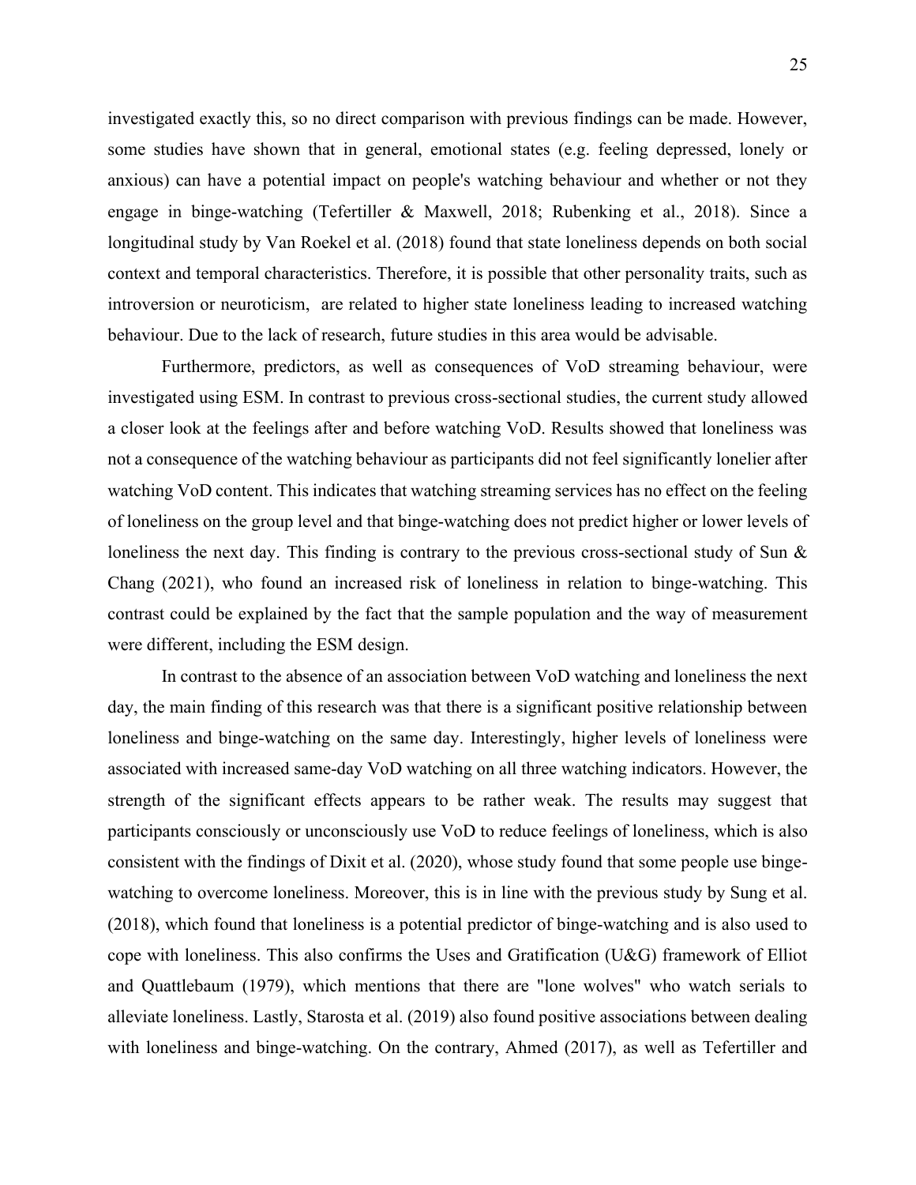investigated exactly this, so no direct comparison with previous findings can be made. However, some studies have shown that in general, emotional states (e.g. feeling depressed, lonely or anxious) can have a potential impact on people's watching behaviour and whether or not they engage in binge-watching (Tefertiller & Maxwell, 2018; Rubenking et al., 2018). Since a longitudinal study by Van Roekel et al. (2018) found that state loneliness depends on both social context and temporal characteristics. Therefore, it is possible that other personality traits, such as introversion or neuroticism, are related to higher state loneliness leading to increased watching behaviour. Due to the lack of research, future studies in this area would be advisable.

Furthermore, predictors, as well as consequences of VoD streaming behaviour, were investigated using ESM. In contrast to previous cross-sectional studies, the current study allowed a closer look at the feelings after and before watching VoD. Results showed that loneliness was not a consequence of the watching behaviour as participants did not feel significantly lonelier after watching VoD content. This indicates that watching streaming services has no effect on the feeling of loneliness on the group level and that binge-watching does not predict higher or lower levels of loneliness the next day. This finding is contrary to the previous cross-sectional study of Sun & Chang (2021), who found an increased risk of loneliness in relation to binge-watching. This contrast could be explained by the fact that the sample population and the way of measurement were different, including the ESM design.

In contrast to the absence of an association between VoD watching and loneliness the next day, the main finding of this research was that there is a significant positive relationship between loneliness and binge-watching on the same day. Interestingly, higher levels of loneliness were associated with increased same-day VoD watching on all three watching indicators. However, the strength of the significant effects appears to be rather weak. The results may suggest that participants consciously or unconsciously use VoD to reduce feelings of loneliness, which is also consistent with the findings of Dixit et al. (2020), whose study found that some people use binge-watching to overcome loneliness. Moreover, this is in line with the previous study by Sung et al. (2018), which found that loneliness is a potential predictor of binge-watching and is also used to cope with loneliness. This also confirms the Uses and Gratification (U&G) framework of Elliot and Quattlebaum (1979), which mentions that there are "lone wolves" who watch serials to alleviate loneliness. Lastly, Starosta et al. (2019) also found positive associations between dealing with loneliness and binge-watching. On the contrary, Ahmed (2017), as well as Tefertiller and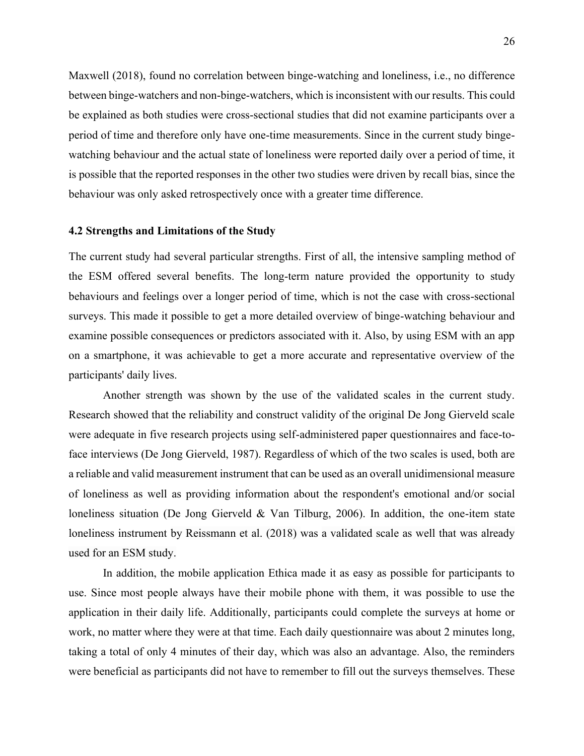Maxwell (2018), found no correlation between binge-watching and loneliness, i.e., no difference between binge-watchers and non-binge-watchers, which is inconsistent with our results. This could be explained as both studies were cross-sectional studies that did not examine participants over a period of time and therefore only have one-time measurements. Since in the current study binge-watching behaviour and the actual state of loneliness were reported daily over a period of time, it is possible that the reported responses in the other two studies were driven by recall bias, since the behaviour was only asked retrospectively once with a greater time difference.

### 4.2 Strengths and Limitations of the Study

The current study had several particular strengths. First of all, the intensive sampling method of the ESM offered several benefits. The long-term nature provided the opportunity to study behaviours and feelings over a longer period of time, which is not the case with cross-sectional surveys. This made it possible to get a more detailed overview of binge-watching behaviour and examine possible consequences or predictors associated with it. Also, by using ESM with an app on a smartphone, it was achievable to get a more accurate and representative overview of the participants' daily lives.

Another strength was shown by the use of the validated scales in the current study. Research showed that the reliability and construct validity of the original De Jong Gierveld scale were adequate in five research projects using self-administered paper questionnaires and face-to-face interviews (De Jong Gierveld, 1987). Regardless of which of the two scales is used, both are a reliable and valid measurement instrument that can be used as an overall unidimensional measure of loneliness as well as providing information about the respondent's emotional and/or social loneliness situation (De Jong Gierveld & Van Tilburg, 2006). In addition, the one-item state loneliness instrument by Reissmann et al. (2018) was a validated scale as well that was already used for an ESM study.

In addition, the mobile application Ethica made it as easy as possible for participants to use. Since most people always have their mobile phone with them, it was possible to use the application in their daily life. Additionally, participants could complete the surveys at home or work, no matter where they were at that time. Each daily questionnaire was about 2 minutes long, taking a total of only 4 minutes of their day, which was also an advantage. Also, the reminders were beneficial as participants did not have to remember to fill out the surveys themselves. These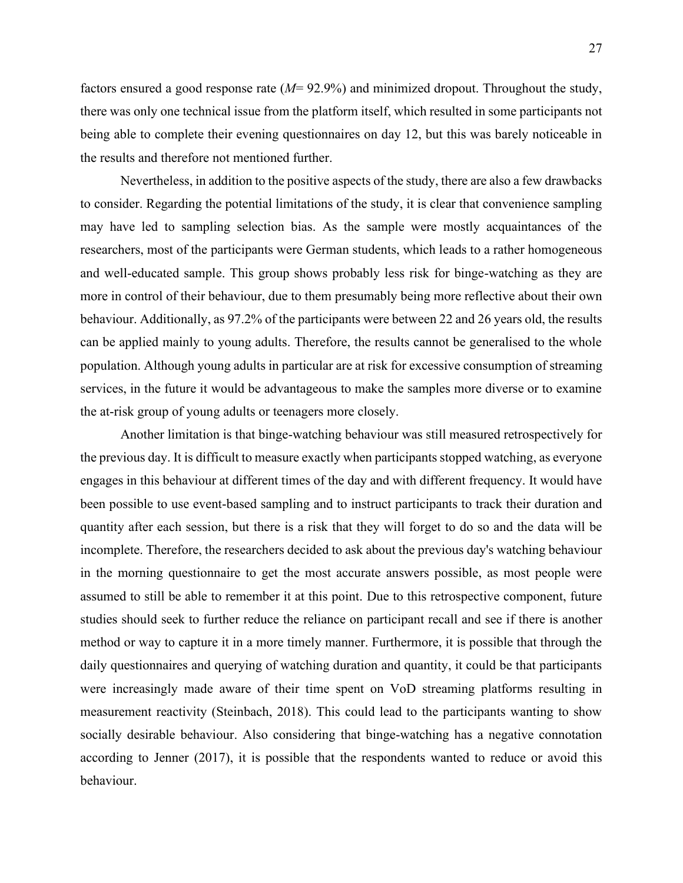factors ensured a good response rate (*M*= 92.9%) and minimized dropout. Throughout the study, there was only one technical issue from the platform itself, which resulted in some participants not being able to complete their evening questionnaires on day 12, but this was barely noticeable in the results and therefore not mentioned further.

Nevertheless, in addition to the positive aspects of the study, there are also a few drawbacks to consider. Regarding the potential limitations of the study, it is clear that convenience sampling may have led to sampling selection bias. As the sample were mostly acquaintances of the researchers, most of the participants were German students, which leads to a rather homogeneous and well-educated sample. This group shows probably less risk for binge-watching as they are more in control of their behaviour, due to them presumably being more reflective about their own behaviour. Additionally, as 97.2% of the participants were between 22 and 26 years old, the results can be applied mainly to young adults. Therefore, the results cannot be generalised to the whole population. Although young adults in particular are at risk for excessive consumption of streaming services, in the future it would be advantageous to make the samples more diverse or to examine the at-risk group of young adults or teenagers more closely.

Another limitation is that binge-watching behaviour was still measured retrospectively for the previous day. It is difficult to measure exactly when participants stopped watching, as everyone engages in this behaviour at different times of the day and with different frequency. It would have been possible to use event-based sampling and to instruct participants to track their duration and quantity after each session, but there is a risk that they will forget to do so and the data will be incomplete. Therefore, the researchers decided to ask about the previous day's watching behaviour in the morning questionnaire to get the most accurate answers possible, as most people were assumed to still be able to remember it at this point. Due to this retrospective component, future studies should seek to further reduce the reliance on participant recall and see if there is another method or way to capture it in a more timely manner. Furthermore, it is possible that through the daily questionnaires and querying of watching duration and quantity, it could be that participants were increasingly made aware of their time spent on VoD streaming platforms resulting in measurement reactivity (Steinbach, 2018). This could lead to the participants wanting to show socially desirable behaviour. Also considering that binge-watching has a negative connotation according to Jenner (2017), it is possible that the respondents wanted to reduce or avoid this behaviour.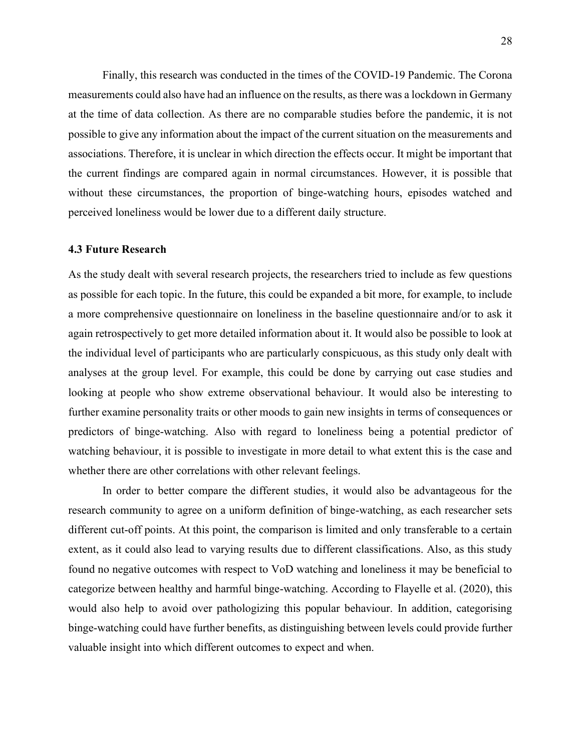Finally, this research was conducted in the times of the COVID-19 Pandemic. The Corona measurements could also have had an influence on the results, as there was a lockdown in Germany at the time of data collection. As there are no comparable studies before the pandemic, it is not possible to give any information about the impact of the current situation on the measurements and associations. Therefore, it is unclear in which direction the effects occur. It might be important that the current findings are compared again in normal circumstances. However, it is possible that without these circumstances, the proportion of binge-watching hours, episodes watched and perceived loneliness would be lower due to a different daily structure.

### 4.3 Future Research

As the study dealt with several research projects, the researchers tried to include as few questions as possible for each topic. In the future, this could be expanded a bit more, for example, to include a more comprehensive questionnaire on loneliness in the baseline questionnaire and/or to ask it again retrospectively to get more detailed information about it. It would also be possible to look at the individual level of participants who are particularly conspicuous, as this study only dealt with analyses at the group level. For example, this could be done by carrying out case studies and looking at people who show extreme observational behaviour. It would also be interesting to further examine personality traits or other moods to gain new insights in terms of consequences or predictors of binge-watching. Also with regard to loneliness being a potential predictor of watching behaviour, it is possible to investigate in more detail to what extent this is the case and whether there are other correlations with other relevant feelings.

In order to better compare the different studies, it would also be advantageous for the research community to agree on a uniform definition of binge-watching, as each researcher sets different cut-off points. At this point, the comparison is limited and only transferable to a certain extent, as it could also lead to varying results due to different classifications. Also, as this study found no negative outcomes with respect to VoD watching and loneliness it may be beneficial to categorize between healthy and harmful binge-watching. According to Flayelle et al. (2020), this would also help to avoid over pathologizing this popular behaviour. In addition, categorising binge-watching could have further benefits, as distinguishing between levels could provide further valuable insight into which different outcomes to expect and when.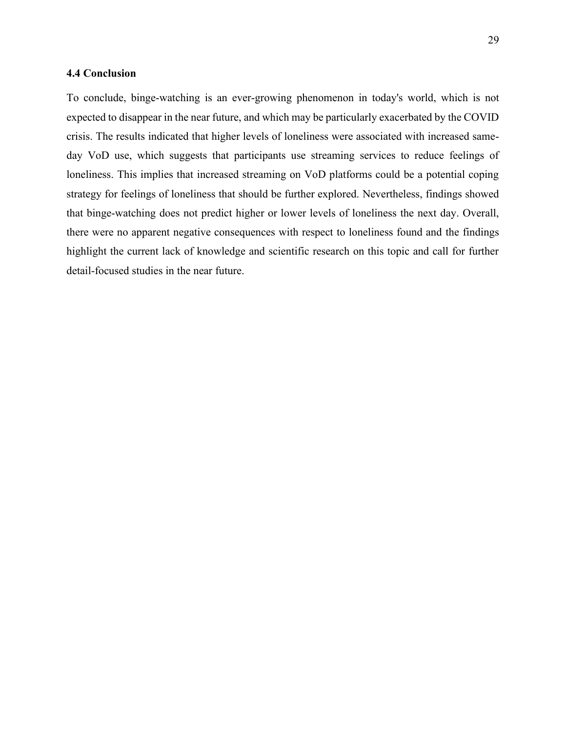### 4.4 Conclusion

To conclude, binge-watching is an ever-growing phenomenon in today's world, which is not expected to disappear in the near future, and which may be particularly exacerbated by the COVID crisis. The results indicated that higher levels of loneliness were associated with increased same-day VoD use, which suggests that participants use streaming services to reduce feelings of loneliness. This implies that increased streaming on VoD platforms could be a potential coping strategy for feelings of loneliness that should be further explored. Nevertheless, findings showed that binge-watching does not predict higher or lower levels of loneliness the next day. Overall, there were no apparent negative consequences with respect to loneliness found and the findings highlight the current lack of knowledge and scientific research on this topic and call for further detail-focused studies in the near future.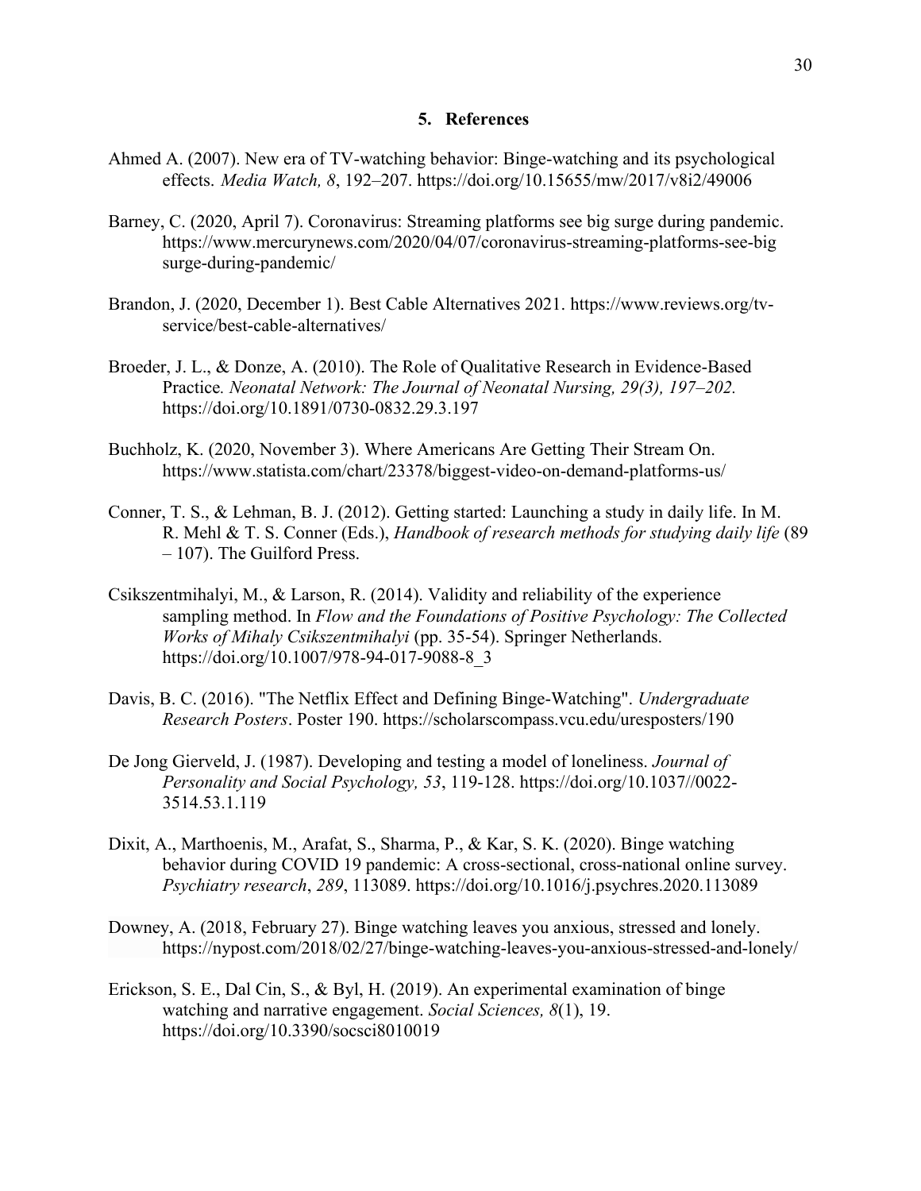## 5. References

Ahmed A. (2007). New era of TV-watching behavior: Binge-watching and its psychological effects. *Media Watch, 8*, 192–207. https://doi.org/10.15655/mw/2017/v8i2/49006

Barney, C. (2020, April 7). Coronavirus: Streaming platforms see big surge during pandemic. https://www.mercurynews.com/2020/04/07/coronavirus-streaming-platforms-see-big surge-during-pandemic/

Brandon, J. (2020, December 1). Best Cable Alternatives 2021. https://www.reviews.org/tv-service/best-cable-alternatives/

Broeder, J. L., & Donze, A. (2010). The Role of Qualitative Research in Evidence-Based Practice*. Neonatal Network: The Journal of Neonatal Nursing, 29(3), 197–202.* https://doi.org/10.1891/0730-0832.29.3.197

Buchholz, K. (2020, November 3). Where Americans Are Getting Their Stream On. https://www.statista.com/chart/23378/biggest-video-on-demand-platforms-us/

Conner, T. S., & Lehman, B. J. (2012). Getting started: Launching a study in daily life. In M. R. Mehl & T. S. Conner (Eds.), *Handbook of research methods for studying daily life* (89 – 107). The Guilford Press.

Csikszentmihalyi, M., & Larson, R. (2014). Validity and reliability of the experience sampling method. In *Flow and the Foundations of Positive Psychology: The Collected Works of Mihaly Csikszentmihalyi* (pp. 35-54). Springer Netherlands. https://doi.org/10.1007/978-94-017-9088-8_3

Davis, B. C. (2016). "The Netflix Effect and Defining Binge-Watching". *Undergraduate Research Posters*. Poster 190. https://scholarscompass.vcu.edu/uresposters/190

De Jong Gierveld, J. (1987). Developing and testing a model of loneliness. *Journal of Personality and Social Psychology, 53*, 119-128. https://doi.org/10.1037//0022-3514.53.1.119

Dixit, A., Marthoenis, M., Arafat, S., Sharma, P., & Kar, S. K. (2020). Binge watching behavior during COVID 19 pandemic: A cross-sectional, cross-national online survey. *Psychiatry research*, *289*, 113089. https://doi.org/10.1016/j.psychres.2020.113089

Downey, A. (2018, February 27). Binge watching leaves you anxious, stressed and lonely. https://nypost.com/2018/02/27/binge-watching-leaves-you-anxious-stressed-and-lonely/

Erickson, S. E., Dal Cin, S., & Byl, H. (2019). An experimental examination of binge watching and narrative engagement. *Social Sciences, 8*(1), 19. https://doi.org/10.3390/socsci8010019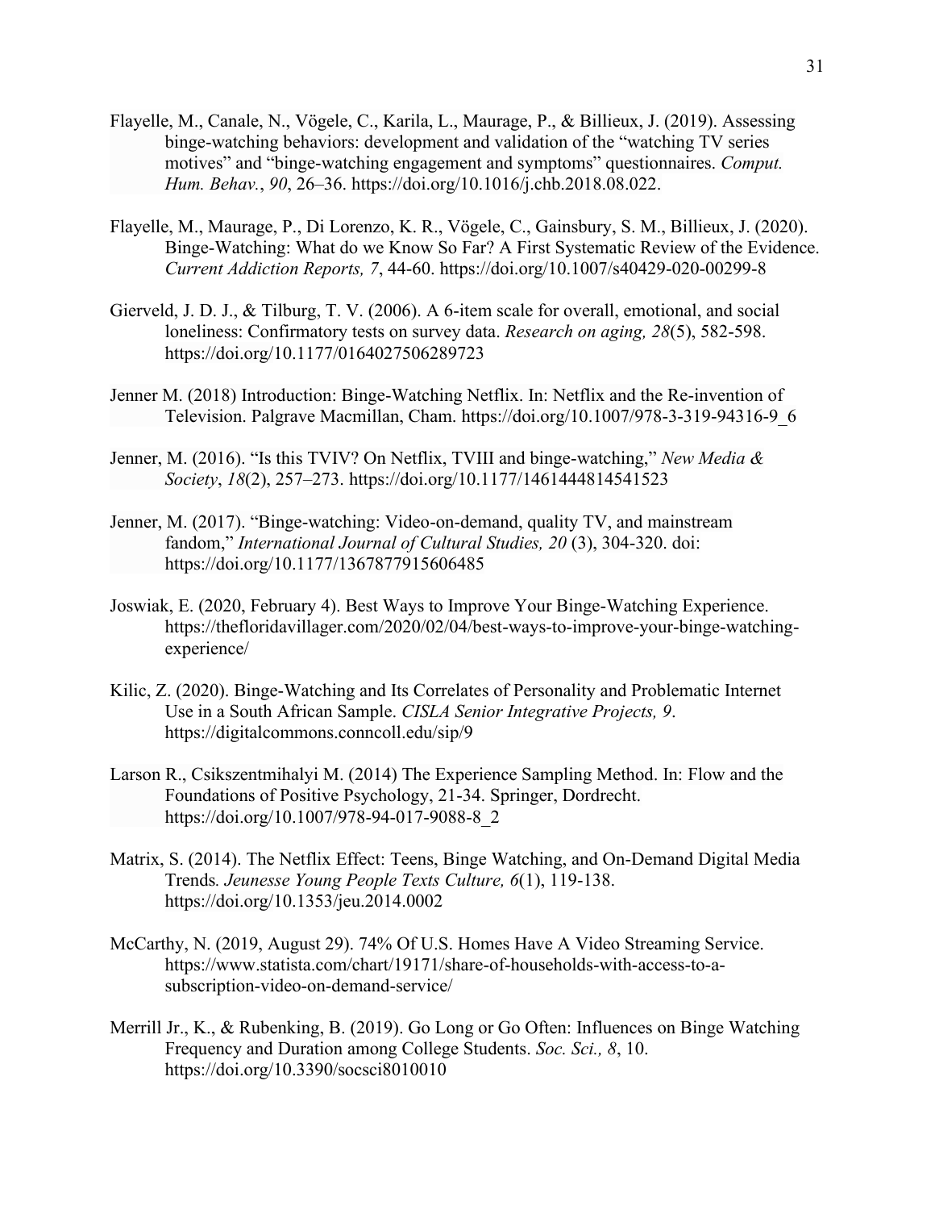Flayelle, M., Canale, N., Vögele, C., Karila, L., Maurage, P., & Billieux, J. (2019). Assessing binge-watching behaviors: development and validation of the "watching TV series motives" and "binge-watching engagement and symptoms" questionnaires. *Comput. Hum. Behav.*, *90*, 26–36. https://doi.org/10.1016/j.chb.2018.08.022.

Flayelle, M., Maurage, P., Di Lorenzo, K. R., Vögele, C., Gainsbury, S. M., Billieux, J. (2020). Binge-Watching: What do we Know So Far? A First Systematic Review of the Evidence. *Current Addiction Reports, 7*, 44-60. https://doi.org/10.1007/s40429-020-00299-8

Gierveld, J. D. J., & Tilburg, T. V. (2006). A 6-item scale for overall, emotional, and social loneliness: Confirmatory tests on survey data. *Research on aging, 28*(5), 582-598. https://doi.org/10.1177/0164027506289723

Jenner M. (2018) Introduction: Binge-Watching Netflix. In: Netflix and the Re-invention of Television. Palgrave Macmillan, Cham. https://doi.org/10.1007/978-3-319-94316-9_6

Jenner, M. (2016). "Is this TVIV? On Netflix, TVIII and binge-watching," *New Media & Society*, *18*(2), 257–273. https://doi.org/10.1177/1461444814541523

Jenner, M. (2017). "Binge-watching: Video-on-demand, quality TV, and mainstream fandom," *International Journal of Cultural Studies, 20* (3), 304-320. doi: https://doi.org/10.1177/1367877915606485

Joswiak, E. (2020, February 4). Best Ways to Improve Your Binge-Watching Experience. https://thefloridavillager.com/2020/02/04/best-ways-to-improve-your-binge-watching-experience/

Kilic, Z. (2020). Binge-Watching and Its Correlates of Personality and Problematic Internet Use in a South African Sample. *CISLA Senior Integrative Projects, 9*. https://digitalcommons.conncoll.edu/sip/9

Larson R., Csikszentmihalyi M. (2014) The Experience Sampling Method. In: Flow and the Foundations of Positive Psychology, 21-34. Springer, Dordrecht. https://doi.org/10.1007/978-94-017-9088-8_2

Matrix, S. (2014). The Netflix Effect: Teens, Binge Watching, and On-Demand Digital Media Trends. *Jeunesse Young People Texts Culture, 6*(1), 119-138. https://doi.org/10.1353/jeu.2014.0002

McCarthy, N. (2019, August 29). 74% Of U.S. Homes Have A Video Streaming Service. https://www.statista.com/chart/19171/share-of-households-with-access-to-a-subscription-video-on-demand-service/

Merrill Jr., K., & Rubenking, B. (2019). Go Long or Go Often: Influences on Binge Watching Frequency and Duration among College Students. *Soc. Sci., 8*, 10. https://doi.org/10.3390/socsci8010010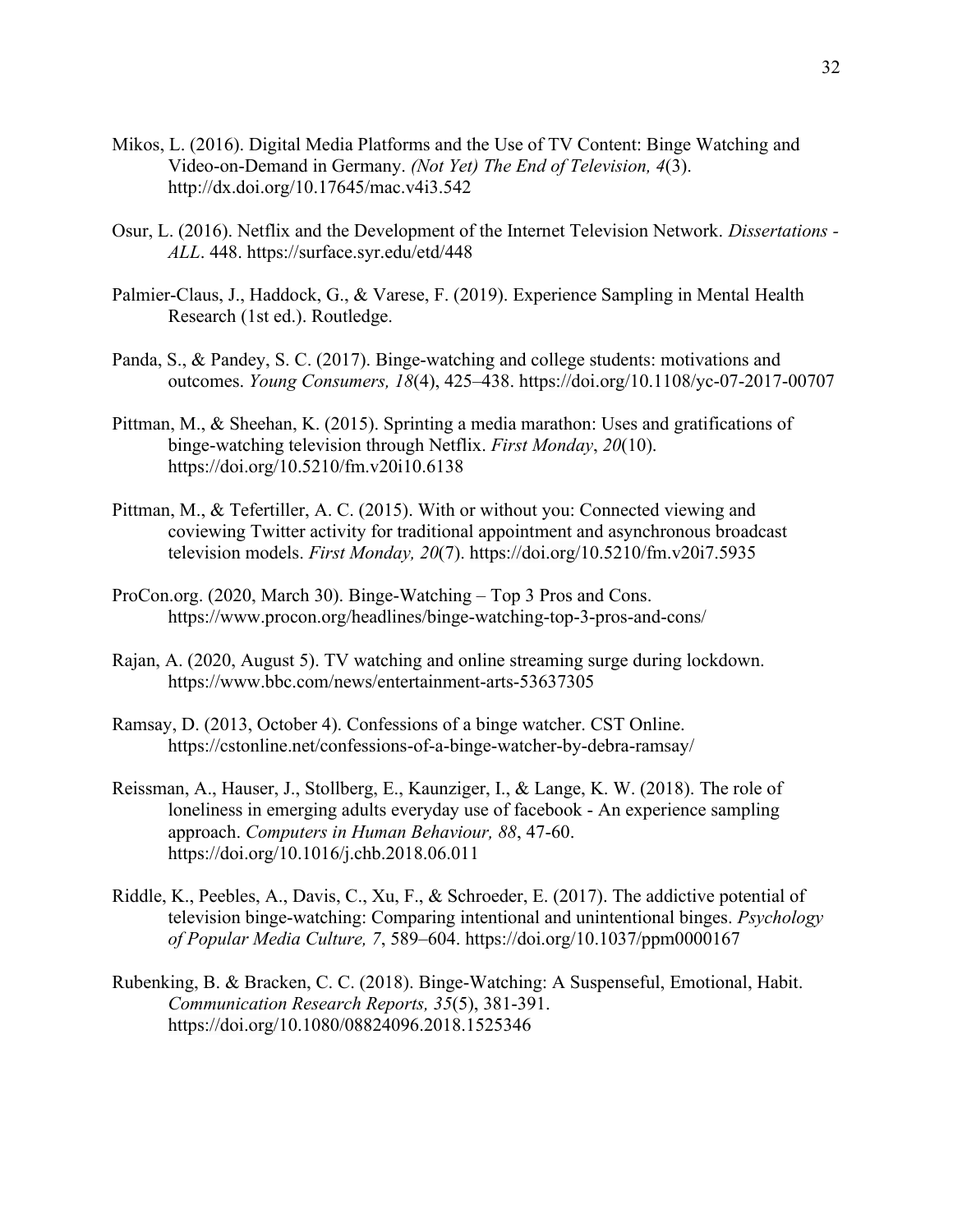Mikos, L. (2016). Digital Media Platforms and the Use of TV Content: Binge Watching and Video-on-Demand in Germany. *(Not Yet) The End of Television, 4*(3). http://dx.doi.org/10.17645/mac.v4i3.542

Osur, L. (2016). Netflix and the Development of the Internet Television Network. *Dissertations - ALL*. 448. https://surface.syr.edu/etd/448

Palmier-Claus, J., Haddock, G., & Varese, F. (2019). Experience Sampling in Mental Health Research (1st ed.). Routledge.

Panda, S., & Pandey, S. C. (2017). Binge-watching and college students: motivations and outcomes. *Young Consumers, 18*(4), 425–438. https://doi.org/10.1108/yc-07-2017-00707

Pittman, M., & Sheehan, K. (2015). Sprinting a media marathon: Uses and gratifications of binge-watching television through Netflix. *First Monday*, *20*(10). https://doi.org/10.5210/fm.v20i10.6138

Pittman, M., & Tefertiller, A. C. (2015). With or without you: Connected viewing and coviewing Twitter activity for traditional appointment and asynchronous broadcast television models. *First Monday, 20*(7). https://doi.org/10.5210/fm.v20i7.5935

ProCon.org. (2020, March 30). Binge-Watching – Top 3 Pros and Cons. https://www.procon.org/headlines/binge-watching-top-3-pros-and-cons/

Rajan, A. (2020, August 5). TV watching and online streaming surge during lockdown. https://www.bbc.com/news/entertainment-arts-53637305

Ramsay, D. (2013, October 4). Confessions of a binge watcher. CST Online. https://cstonline.net/confessions-of-a-binge-watcher-by-debra-ramsay/

Reissman, A., Hauser, J., Stollberg, E., Kaunziger, I., & Lange, K. W. (2018). The role of loneliness in emerging adults everyday use of facebook - An experience sampling approach. *Computers in Human Behaviour, 88*, 47-60. https://doi.org/10.1016/j.chb.2018.06.011

Riddle, K., Peebles, A., Davis, C., Xu, F., & Schroeder, E. (2017). The addictive potential of television binge-watching: Comparing intentional and unintentional binges. *Psychology of Popular Media Culture, 7*, 589–604. https://doi.org/10.1037/ppm0000167

Rubenking, B. & Bracken, C. C. (2018). Binge-Watching: A Suspenseful, Emotional, Habit. *Communication Research Reports, 35*(5), 381-391. https://doi.org/10.1080/08824096.2018.1525346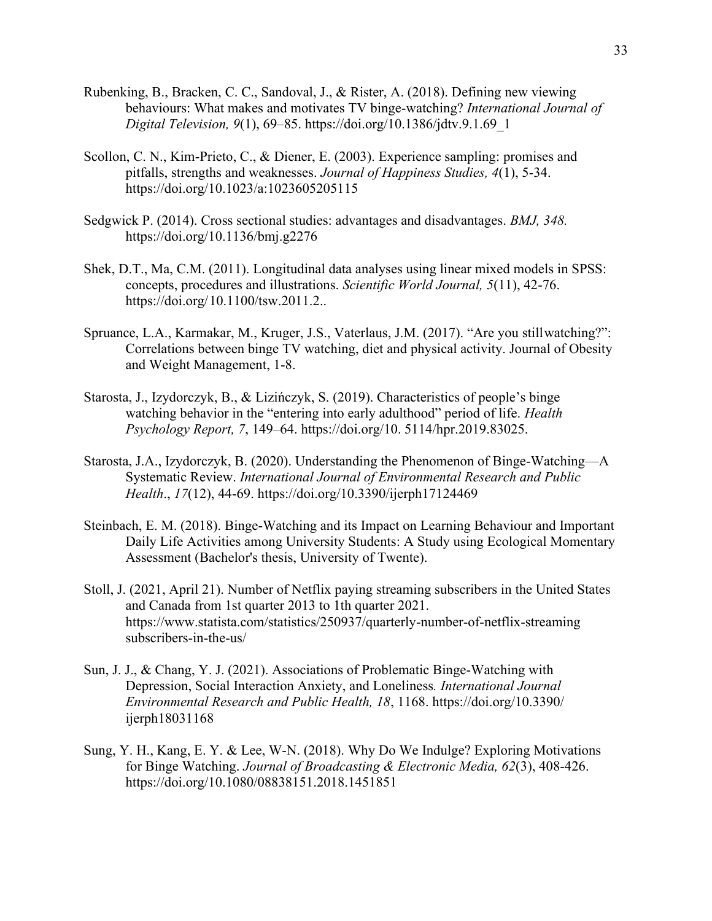Rubenking, B., Bracken, C. C., Sandoval, J., & Rister, A. (2018). Defining new viewing behaviours: What makes and motivates TV binge-watching? *International Journal of Digital Television, 9*(1), 69–85. https://doi.org/10.1386/jdtv.9.1.69_1

Scollon, C. N., Kim-Prieto, C., & Diener, E. (2003). Experience sampling: promises and pitfalls, strengths and weaknesses. *Journal of Happiness Studies, 4*(1), 5-34. https://doi.org/10.1023/a:1023605205115

Sedgwick P. (2014). Cross sectional studies: advantages and disadvantages. *BMJ, 348.* https://doi.org/10.1136/bmj.g2276

Shek, D.T., Ma, C.M. (2011). Longitudinal data analyses using linear mixed models in SPSS: concepts, procedures and illustrations. *Scientific World Journal, 5*(11), 42-76. https://doi.org/ 10.1100/tsw.2011.2..

Spruance, L.A., Karmakar, M., Kruger, J.S., Vaterlaus, J.M. (2017). "Are you stillwatching?": Correlations between binge TV watching, diet and physical activity. Journal of Obesity and Weight Management, 1-8.

Starosta, J., Izydorczyk, B., & Lizińczyk, S. (2019). Characteristics of people's binge watching behavior in the "entering into early adulthood" period of life. *Health Psychology Report, 7*, 149–64. https://doi.org/10. 5114/hpr.2019.83025.

Starosta, J.A., Izydorczyk, B. (2020). Understanding the Phenomenon of Binge-Watching—A Systematic Review. *International Journal of Environmental Research and Public Health*., *17*(12), 44-69. https://doi.org/10.3390/ijerph17124469

Steinbach, E. M. (2018). Binge-Watching and its Impact on Learning Behaviour and Important Daily Life Activities among University Students: A Study using Ecological Momentary Assessment (Bachelor's thesis, University of Twente).

Stoll, J. (2021, April 21). Number of Netflix paying streaming subscribers in the United States and Canada from 1st quarter 2013 to 1th quarter 2021. https://www.statista.com/statistics/250937/quarterly-number-of-netflix-streaming subscribers-in-the-us/

Sun, J. J., & Chang, Y. J. (2021). Associations of Problematic Binge-Watching with Depression, Social Interaction Anxiety, and Loneliness*. International Journal Environmental Research and Public Health, 18*, 1168. https://doi.org/10.3390/ ijerph18031168

Sung, Y. H., Kang, E. Y. & Lee, W-N. (2018). Why Do We Indulge? Exploring Motivations for Binge Watching. *Journal of Broadcasting & Electronic Media, 62*(3), 408-426. https://doi.org/10.1080/08838151.2018.1451851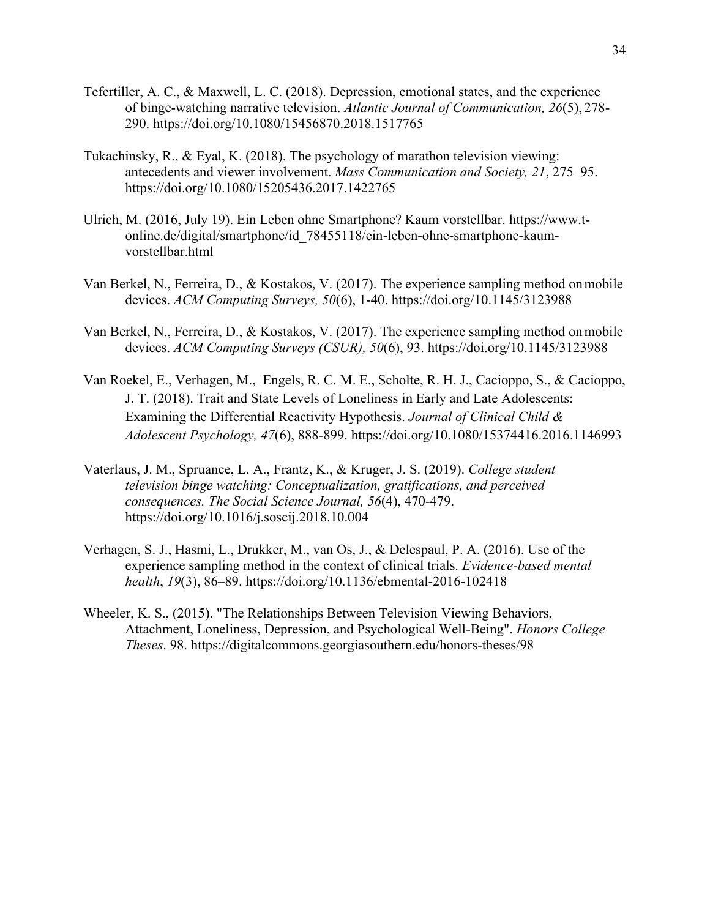Tefertiller, A. C., & Maxwell, L. C. (2018). Depression, emotional states, and the experience of binge-watching narrative television. *Atlantic Journal of Communication, 26*(5), 278-290. https://doi.org/10.1080/15456870.2018.1517765

Tukachinsky, R., & Eyal, K. (2018). The psychology of marathon television viewing: antecedents and viewer involvement. *Mass Communication and Society, 21*, 275–95. https://doi.org/10.1080/15205436.2017.1422765

Ulrich, M. (2016, July 19). Ein Leben ohne Smartphone? Kaum vorstellbar. https://www.t-online.de/digital/smartphone/id_78455118/ein-leben-ohne-smartphone-kaum-vorstellbar.html

Van Berkel, N., Ferreira, D., & Kostakos, V. (2017). The experience sampling method on mobile devices. *ACM Computing Surveys, 50*(6), 1-40. https://doi.org/10.1145/3123988

Van Berkel, N., Ferreira, D., & Kostakos, V. (2017). The experience sampling method on mobile devices. *ACM Computing Surveys (CSUR), 50*(6), 93. https://doi.org/10.1145/3123988

Van Roekel, E., Verhagen, M., Engels, R. C. M. E., Scholte, R. H. J., Cacioppo, S., & Cacioppo, J. T. (2018). Trait and State Levels of Loneliness in Early and Late Adolescents: Examining the Differential Reactivity Hypothesis. *Journal of Clinical Child & Adolescent Psychology, 47*(6), 888-899. https://doi.org/10.1080/15374416.2016.1146993

Vaterlaus, J. M., Spruance, L. A., Frantz, K., & Kruger, J. S. (2019). *College student television binge watching: Conceptualization, gratifications, and perceived consequences. The Social Science Journal, 56*(4), 470-479. https://doi.org/10.1016/j.soscij.2018.10.004

Verhagen, S. J., Hasmi, L., Drukker, M., van Os, J., & Delespaul, P. A. (2016). Use of the experience sampling method in the context of clinical trials. *Evidence-based mental health*, *19*(3), 86–89. https://doi.org/10.1136/ebmental-2016-102418

Wheeler, K. S., (2015). "The Relationships Between Television Viewing Behaviors, Attachment, Loneliness, Depression, and Psychological Well-Being". *Honors College Theses*. 98. https://digitalcommons.georgiasouthern.edu/honors-theses/98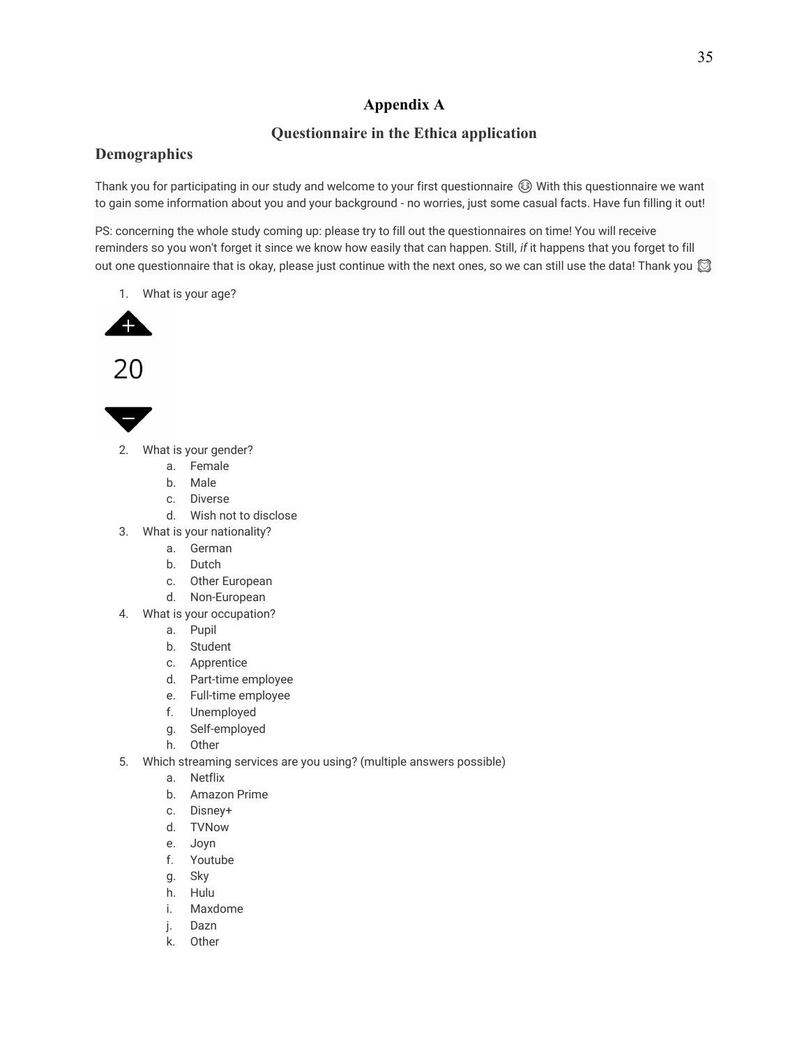# Appendix A

## Questionnaire in the Ethica application

### Demographics

Thank you for participating in our study and welcome to your first questionnaire 😆 With this questionnaire we want to gain some information about you and your background - no worries, just some casual facts. Have fun filling it out!

PS: concerning the whole study coming up: please try to fill out the questionnaires on time! You will receive reminders so you won't forget it since we know how easily that can happen. Still, *if* it happens that you forget to fill out one questionnaire that is okay, please just continue with the next ones, so we can still use the data! Thank you ⏰

1. What is your age?

   +

   20

   −

2. What is your gender?
   a. Female
   b. Male
   c. Diverse
   d. Wish not to disclose
3. What is your nationality?
   a. German
   b. Dutch
   c. Other European
   d. Non-European
4. What is your occupation?
   a. Pupil
   b. Student
   c. Apprentice
   d. Part-time employee
   e. Full-time employee
   f. Unemployed
   g. Self-employed
   h. Other
5. Which streaming services are you using? (multiple answers possible)
   a. Netflix
   b. Amazon Prime
   c. Disney+
   d. TVNow
   e. Joyn
   f. Youtube
   g. Sky
   h. Hulu
   i. Maxdome
   j. Dazn
   k. Other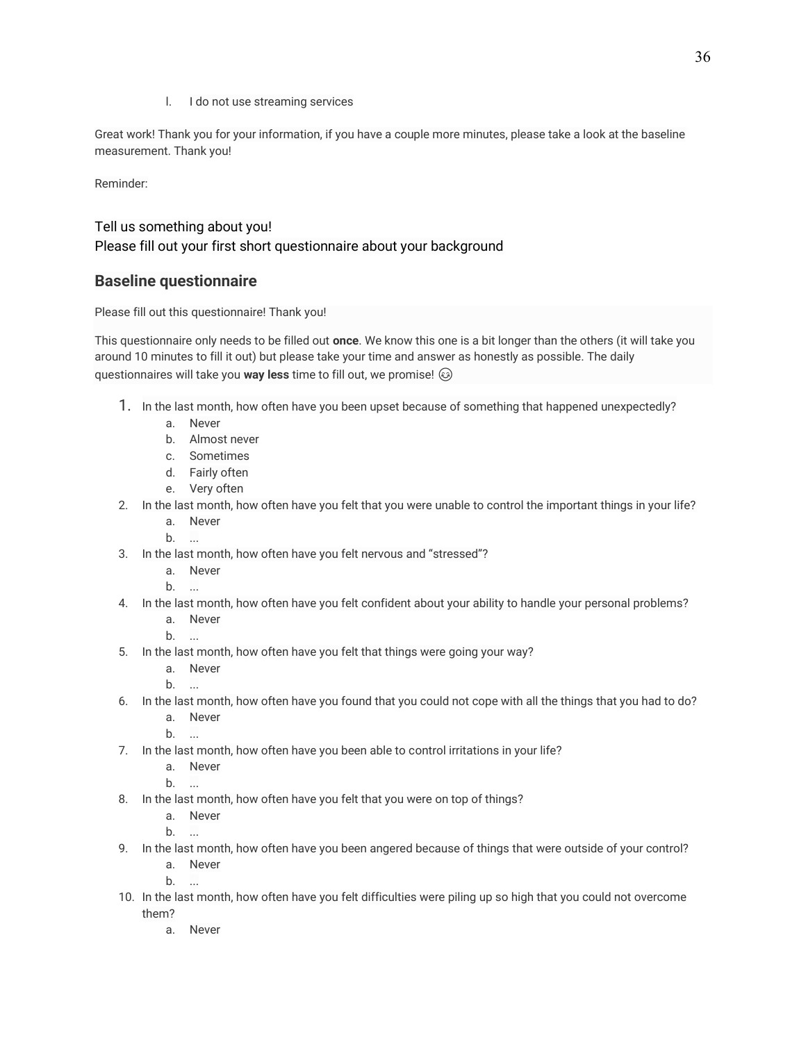l. I do not use streaming services

Great work! Thank you for your information, if you have a couple more minutes, please take a look at the baseline measurement. Thank you!

Reminder:

Tell us something about you!
Please fill out your first short questionnaire about your background

## Baseline questionnaire

Please fill out this questionnaire! Thank you!

This questionnaire only needs to be filled out **once**. We know this one is a bit longer than the others (it will take you around 10 minutes to fill it out) but please take your time and answer as honestly as possible. The daily questionnaires will take you **way less** time to fill out, we promise! 😉

1. In the last month, how often have you been upset because of something that happened unexpectedly?
    a. Never
    b. Almost never
    c. Sometimes
    d. Fairly often
    e. Very often
2. In the last month, how often have you felt that you were unable to control the important things in your life?
    a. Never
    b. ...
3. In the last month, how often have you felt nervous and "stressed"?
    a. Never
    b. ...
4. In the last month, how often have you felt confident about your ability to handle your personal problems?
    a. Never
    b. ...
5. In the last month, how often have you felt that things were going your way?
    a. Never
    b. ...
6. In the last month, how often have you found that you could not cope with all the things that you had to do?
    a. Never
    b. ...
7. In the last month, how often have you been able to control irritations in your life?
    a. Never
    b. ...
8. In the last month, how often have you felt that you were on top of things?
    a. Never
    b. ...
9. In the last month, how often have you been angered because of things that were outside of your control?
    a. Never
    b. ...
10. In the last month, how often have you felt difficulties were piling up so high that you could not overcome them?
    a. Never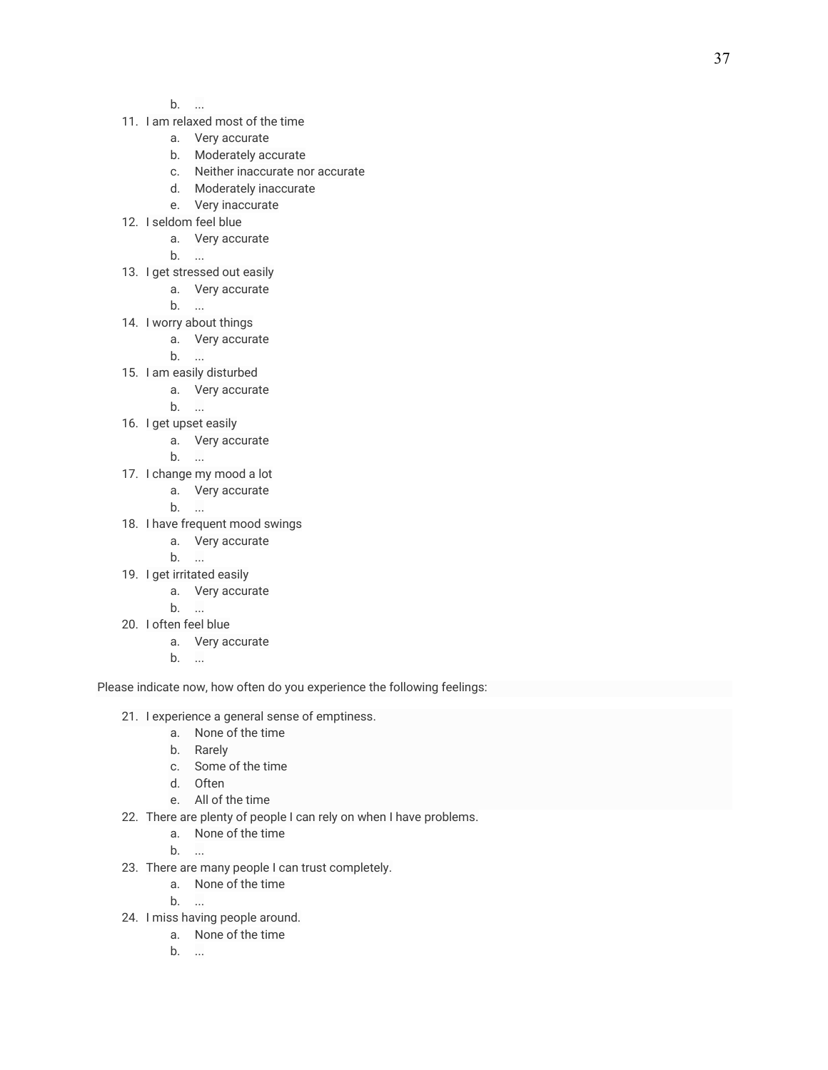b. ...

11. I am relaxed most of the time
    a. Very accurate
    b. Moderately accurate
    c. Neither inaccurate nor accurate
    d. Moderately inaccurate
    e. Very inaccurate
12. I seldom feel blue
    a. Very accurate
    b. ...
13. I get stressed out easily
    a. Very accurate
    b. ...
14. I worry about things
    a. Very accurate
    b. ...
15. I am easily disturbed
    a. Very accurate
    b. ...
16. I get upset easily
    a. Very accurate
    b. ...
17. I change my mood a lot
    a. Very accurate
    b. ...
18. I have frequent mood swings
    a. Very accurate
    b. ...
19. I get irritated easily
    a. Very accurate
    b. ...
20. I often feel blue
    a. Very accurate
    b. ...

Please indicate now, how often do you experience the following feelings:

21. I experience a general sense of emptiness.
    a. None of the time
    b. Rarely
    c. Some of the time
    d. Often
    e. All of the time
22. There are plenty of people I can rely on when I have problems.
    a. None of the time
    b. ...
23. There are many people I can trust completely.
    a. None of the time
    b. ...
24. I miss having people around.
    a. None of the time
    b. ...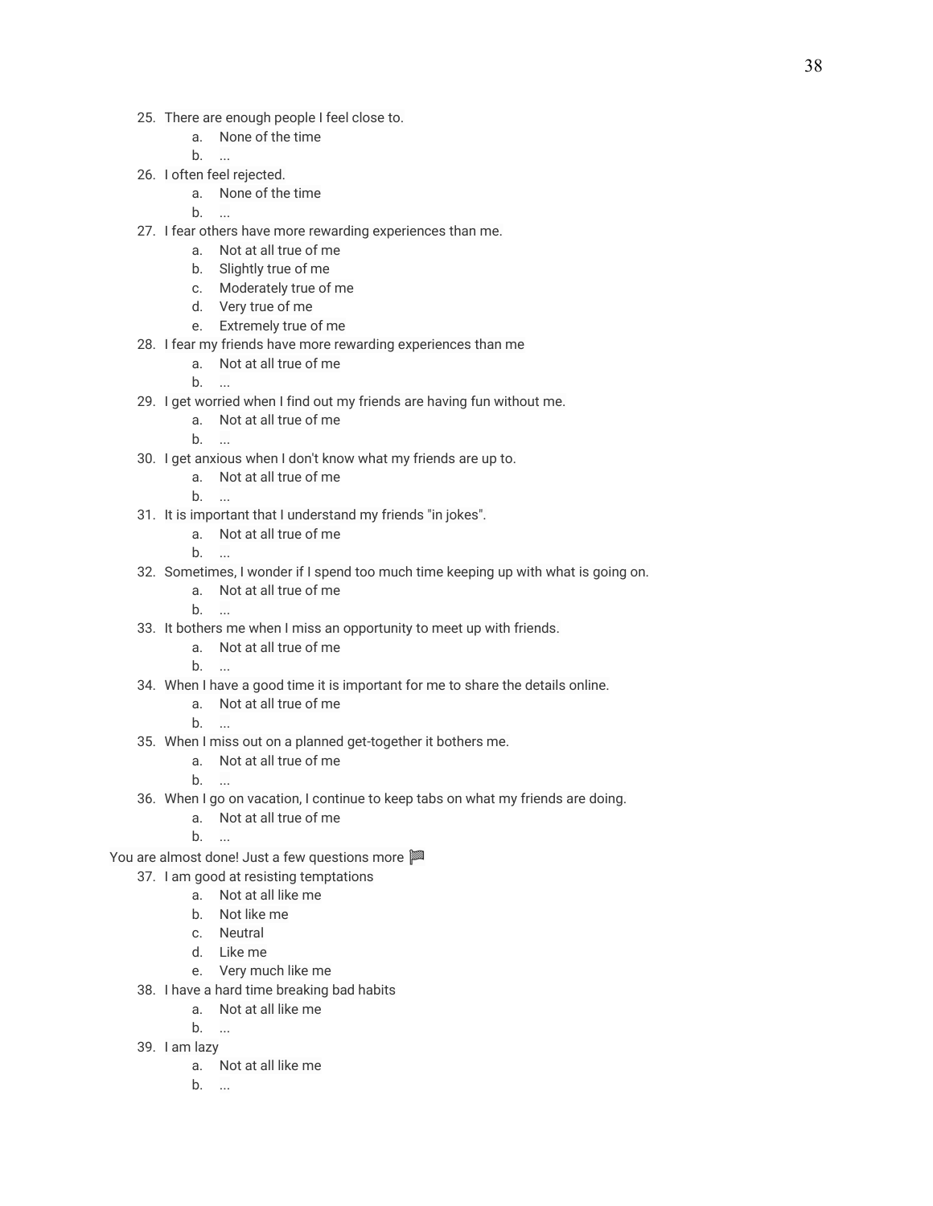25. There are enough people I feel close to.
    a. None of the time
    b. ...
26. I often feel rejected.
    a. None of the time
    b. ...
27. I fear others have more rewarding experiences than me.
    a. Not at all true of me
    b. Slightly true of me
    c. Moderately true of me
    d. Very true of me
    e. Extremely true of me
28. I fear my friends have more rewarding experiences than me
    a. Not at all true of me
    b. ...
29. I get worried when I find out my friends are having fun without me.
    a. Not at all true of me
    b. ...
30. I get anxious when I don't know what my friends are up to.
    a. Not at all true of me
    b. ...
31. It is important that I understand my friends "in jokes".
    a. Not at all true of me
    b. ...
32. Sometimes, I wonder if I spend too much time keeping up with what is going on.
    a. Not at all true of me
    b. ...
33. It bothers me when I miss an opportunity to meet up with friends.
    a. Not at all true of me
    b. ...
34. When I have a good time it is important for me to share the details online.
    a. Not at all true of me
    b. ...
35. When I miss out on a planned get-together it bothers me.
    a. Not at all true of me
    b. ...
36. When I go on vacation, I continue to keep tabs on what my friends are doing.
    a. Not at all true of me
    b. ...

You are almost done! Just a few questions more 🏁

37. I am good at resisting temptations
    a. Not at all like me
    b. Not like me
    c. Neutral
    d. Like me
    e. Very much like me
38. I have a hard time breaking bad habits
    a. Not at all like me
    b. ...
39. I am lazy
    a. Not at all like me
    b. ...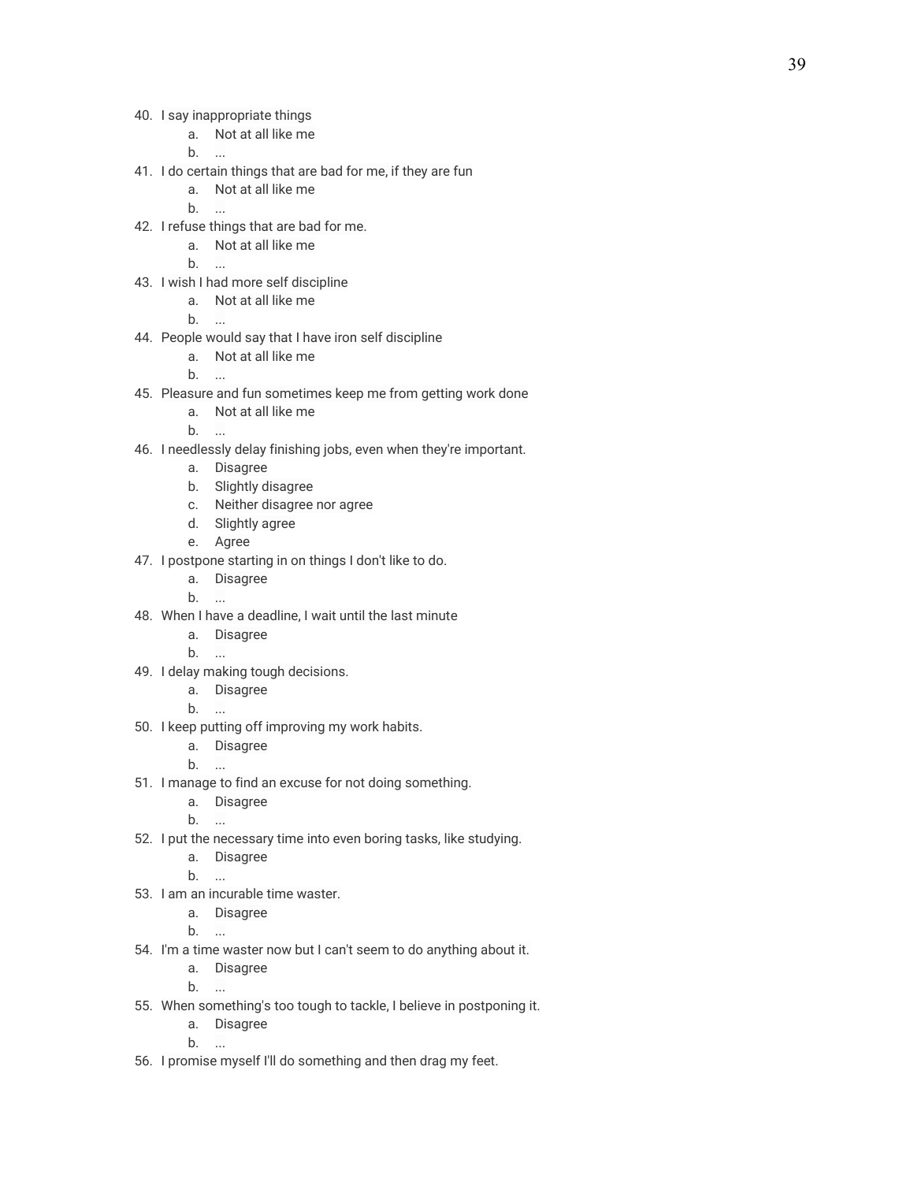40. I say inappropriate things
    a. Not at all like me
    b. ...
41. I do certain things that are bad for me, if they are fun
    a. Not at all like me
    b. ...
42. I refuse things that are bad for me.
    a. Not at all like me
    b. ...
43. I wish I had more self discipline
    a. Not at all like me
    b. ...
44. People would say that I have iron self discipline
    a. Not at all like me
    b. ...
45. Pleasure and fun sometimes keep me from getting work done
    a. Not at all like me
    b. ...
46. I needlessly delay finishing jobs, even when they're important.
    a. Disagree
    b. Slightly disagree
    c. Neither disagree nor agree
    d. Slightly agree
    e. Agree
47. I postpone starting in on things I don't like to do.
    a. Disagree
    b. ...
48. When I have a deadline, I wait until the last minute
    a. Disagree
    b. ...
49. I delay making tough decisions.
    a. Disagree
    b. ...
50. I keep putting off improving my work habits.
    a. Disagree
    b. ...
51. I manage to find an excuse for not doing something.
    a. Disagree
    b. ...
52. I put the necessary time into even boring tasks, like studying.
    a. Disagree
    b. ...
53. I am an incurable time waster.
    a. Disagree
    b. ...
54. I'm a time waster now but I can't seem to do anything about it.
    a. Disagree
    b. ...
55. When something's too tough to tackle, I believe in postponing it.
    a. Disagree
    b. ...
56. I promise myself I'll do something and then drag my feet.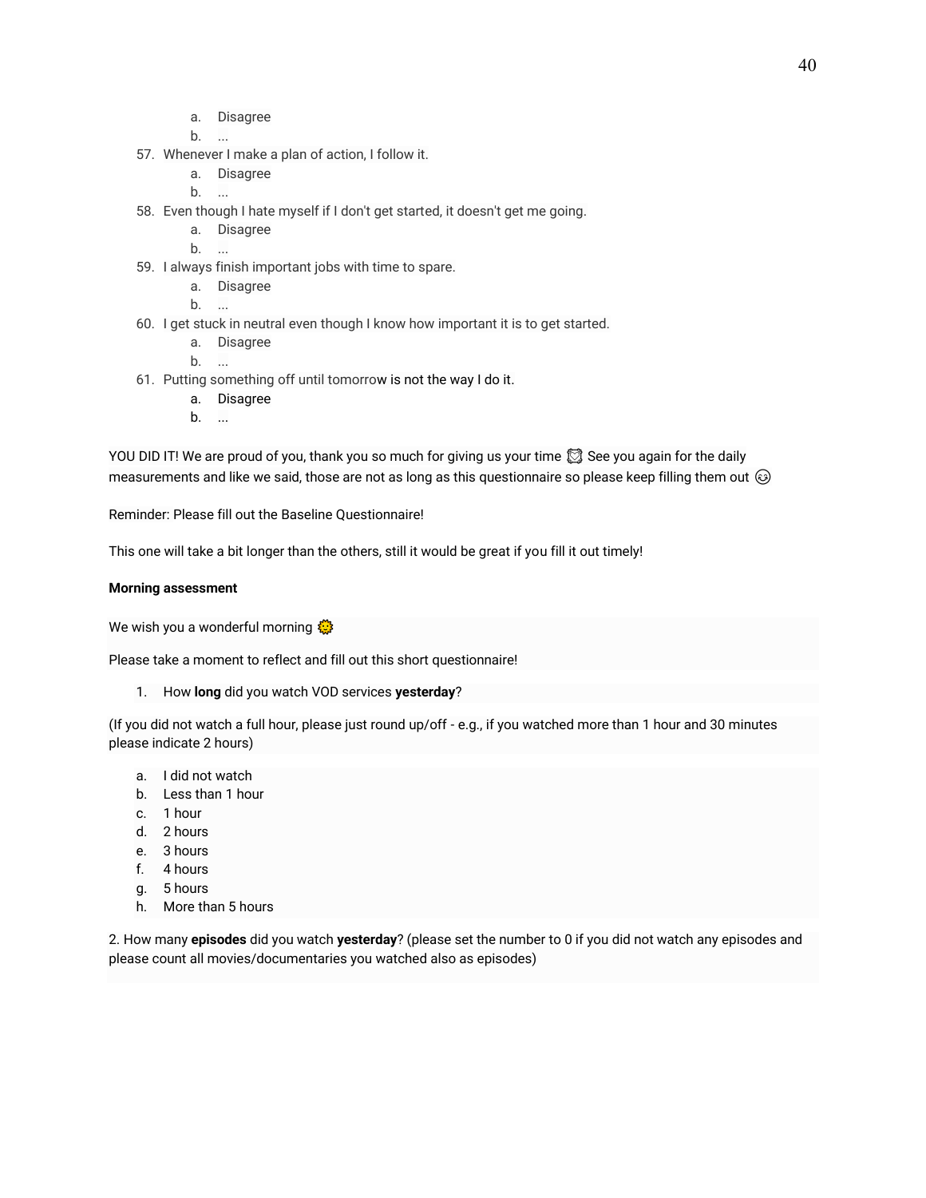a. Disagree
   b. ...

57. Whenever I make a plan of action, I follow it.
   a. Disagree
   b. ...
58. Even though I hate myself if I don't get started, it doesn't get me going.
   a. Disagree
   b. ...
59. I always finish important jobs with time to spare.
   a. Disagree
   b. ...
60. I get stuck in neutral even though I know how important it is to get started.
   a. Disagree
   b. ...
61. Putting something off until tomorrow is not the way I do it.
   a. Disagree
   b. ...

YOU DID IT! We are proud of you, thank you so much for giving us your time ⏰ See you again for the daily measurements and like we said, those are not as long as this questionnaire so please keep filling them out 😉

Reminder: Please fill out the Baseline Questionnaire!

This one will take a bit longer than the others, still it would be great if you fill it out timely!

**Morning assessment**

We wish you a wonderful morning 🌞

Please take a moment to reflect and fill out this short questionnaire!

1. How **long** did you watch VOD services **yesterday**?

(If you did not watch a full hour, please just round up/off - e.g., if you watched more than 1 hour and 30 minutes please indicate 2 hours)

   a. I did not watch
   b. Less than 1 hour
   c. 1 hour
   d. 2 hours
   e. 3 hours
   f. 4 hours
   g. 5 hours
   h. More than 5 hours

2. How many **episodes** did you watch **yesterday**? (please set the number to 0 if you did not watch any episodes and please count all movies/documentaries you watched also as episodes)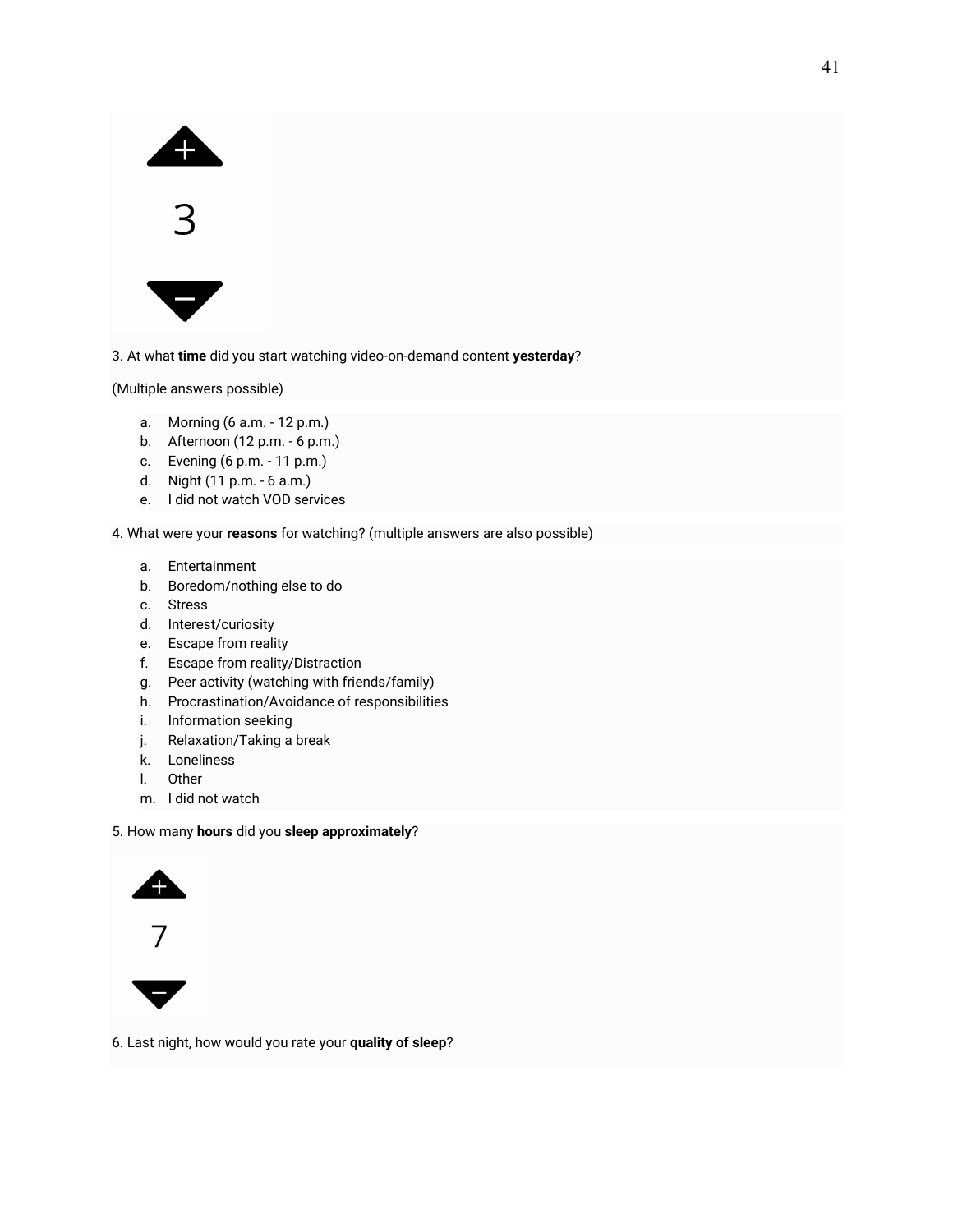+

3

−

3. At what **time** did you start watching video-on-demand content **yesterday**?

(Multiple answers possible)

a. Morning (6 a.m. - 12 p.m.)
b. Afternoon (12 p.m. - 6 p.m.)
c. Evening (6 p.m. - 11 p.m.)
d. Night (11 p.m. - 6 a.m.)
e. I did not watch VOD services

4. What were your **reasons** for watching? (multiple answers are also possible)

a. Entertainment
b. Boredom/nothing else to do
c. Stress
d. Interest/curiosity
e. Escape from reality
f. Escape from reality/Distraction
g. Peer activity (watching with friends/family)
h. Procrastination/Avoidance of responsibilities
i. Information seeking
j. Relaxation/Taking a break
k. Loneliness
l. Other
m. I did not watch

5. How many **hours** did you **sleep approximately**?

+

7

−

6. Last night, how would you rate your **quality of sleep**?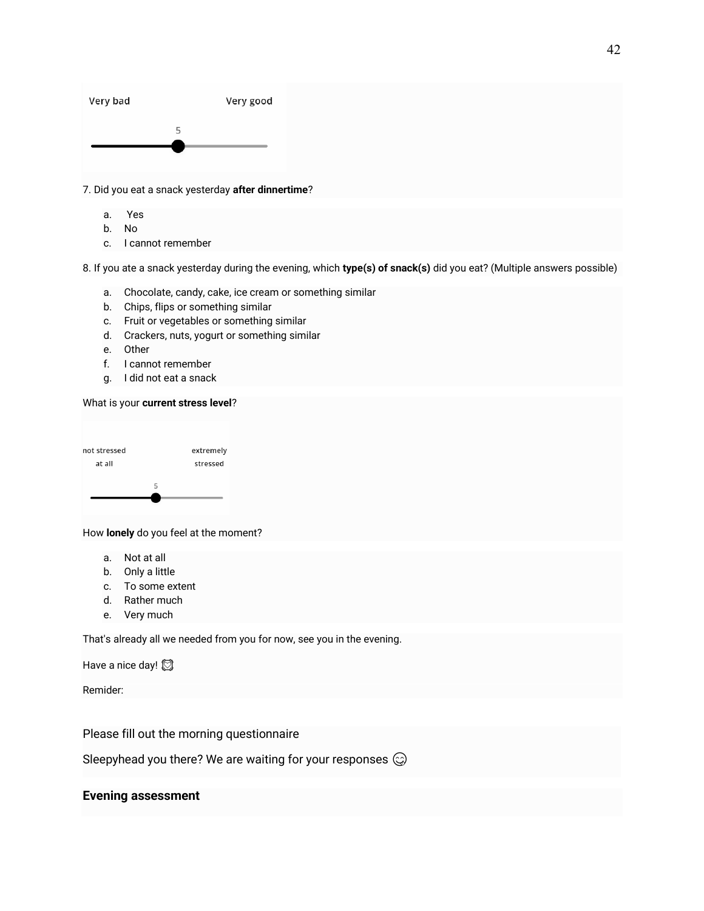Very bad Very good

5

7. Did you eat a snack yesterday **after dinnertime**?

a. Yes
b. No
c. I cannot remember

8. If you ate a snack yesterday during the evening, which **type(s) of snack(s)** did you eat? (Multiple answers possible)

a. Chocolate, candy, cake, ice cream or something similar
b. Chips, flips or something similar
c. Fruit or vegetables or something similar
d. Crackers, nuts, yogurt or something similar
e. Other
f. I cannot remember
g. I did not eat a snack

What is your **current stress level**?

not stressed at all extremely stressed

5

How **lonely** do you feel at the moment?

a. Not at all
b. Only a little
c. To some extent
d. Rather much
e. Very much

That's already all we needed from you for now, see you in the evening.

Have a nice day! ⏰

Remider:

Please fill out the morning questionnaire

Sleepyhead you there? We are waiting for your responses 😋

**Evening assessment**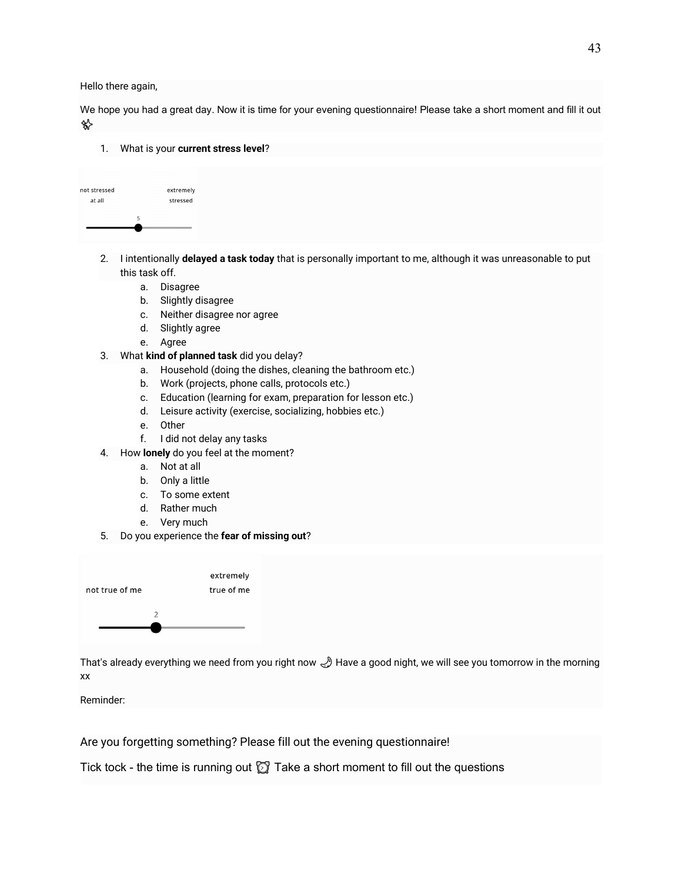Hello there again,

We hope you had a great day. Now it is time for your evening questionnaire! Please take a short moment and fill it out ✨

1. What is your **current stress level**?

not stressed at all — extremely stressed

5

2. I intentionally **delayed a task today** that is personally important to me, although it was unreasonable to put this task off.
    a. Disagree
    b. Slightly disagree
    c. Neither disagree nor agree
    d. Slightly agree
    e. Agree
3. What **kind of planned task** did you delay?
    a. Household (doing the dishes, cleaning the bathroom etc.)
    b. Work (projects, phone calls, protocols etc.)
    c. Education (learning for exam, preparation for lesson etc.)
    d. Leisure activity (exercise, socializing, hobbies etc.)
    e. Other
    f. I did not delay any tasks
4. How **lonely** do you feel at the moment?
    a. Not at all
    b. Only a little
    c. To some extent
    d. Rather much
    e. Very much
5. Do you experience the **fear of missing out**?

not true of me — extremely true of me

2

That's already everything we need from you right now 🌙 Have a good night, we will see you tomorrow in the morning xx

Reminder:

Are you forgetting something? Please fill out the evening questionnaire!

Tick tock - the time is running out ⏰ Take a short moment to fill out the questions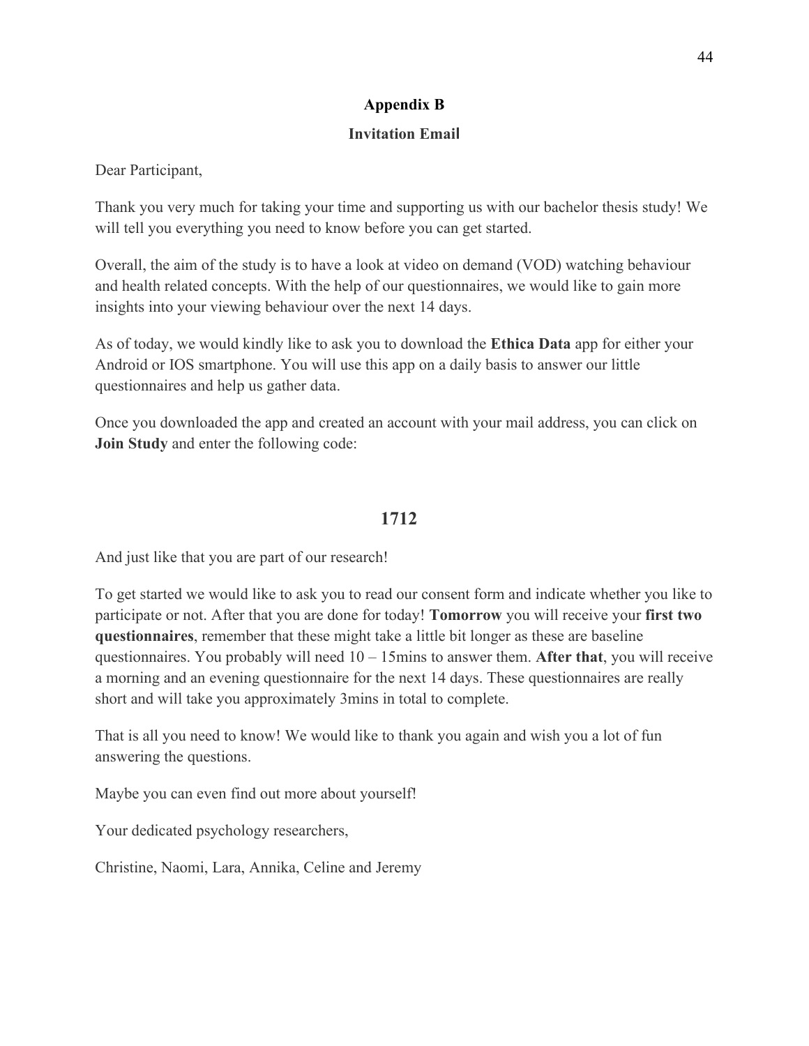## Appendix B

### Invitation Email

Dear Participant,

Thank you very much for taking your time and supporting us with our bachelor thesis study! We will tell you everything you need to know before you can get started.

Overall, the aim of the study is to have a look at video on demand (VOD) watching behaviour and health related concepts. With the help of our questionnaires, we would like to gain more insights into your viewing behaviour over the next 14 days.

As of today, we would kindly like to ask you to download the **Ethica Data** app for either your Android or IOS smartphone. You will use this app on a daily basis to answer our little questionnaires and help us gather data.

Once you downloaded the app and created an account with your mail address, you can click on **Join Study** and enter the following code:

**1712**

And just like that you are part of our research!

To get started we would like to ask you to read our consent form and indicate whether you like to participate or not. After that you are done for today! **Tomorrow** you will receive your **first two questionnaires**, remember that these might take a little bit longer as these are baseline questionnaires. You probably will need 10 – 15mins to answer them. **After that**, you will receive a morning and an evening questionnaire for the next 14 days. These questionnaires are really short and will take you approximately 3mins in total to complete.

That is all you need to know! We would like to thank you again and wish you a lot of fun answering the questions.

Maybe you can even find out more about yourself!

Your dedicated psychology researchers,

Christine, Naomi, Lara, Annika, Celine and Jeremy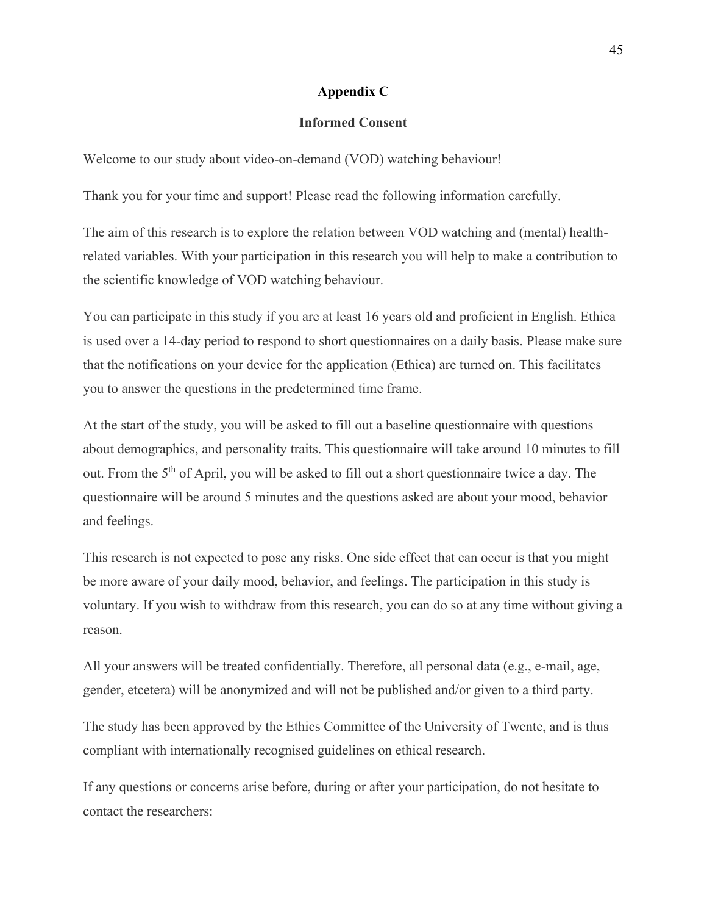# Appendix C

## Informed Consent

Welcome to our study about video-on-demand (VOD) watching behaviour!

Thank you for your time and support! Please read the following information carefully.

The aim of this research is to explore the relation between VOD watching and (mental) health-related variables. With your participation in this research you will help to make a contribution to the scientific knowledge of VOD watching behaviour.

You can participate in this study if you are at least 16 years old and proficient in English. Ethica is used over a 14-day period to respond to short questionnaires on a daily basis. Please make sure that the notifications on your device for the application (Ethica) are turned on. This facilitates you to answer the questions in the predetermined time frame.

At the start of the study, you will be asked to fill out a baseline questionnaire with questions about demographics, and personality traits. This questionnaire will take around 10 minutes to fill out. From the 5th of April, you will be asked to fill out a short questionnaire twice a day. The questionnaire will be around 5 minutes and the questions asked are about your mood, behavior and feelings.

This research is not expected to pose any risks. One side effect that can occur is that you might be more aware of your daily mood, behavior, and feelings. The participation in this study is voluntary. If you wish to withdraw from this research, you can do so at any time without giving a reason.

All your answers will be treated confidentially. Therefore, all personal data (e.g., e-mail, age, gender, etcetera) will be anonymized and will not be published and/or given to a third party.

The study has been approved by the Ethics Committee of the University of Twente, and is thus compliant with internationally recognised guidelines on ethical research.

If any questions or concerns arise before, during or after your participation, do not hesitate to contact the researchers: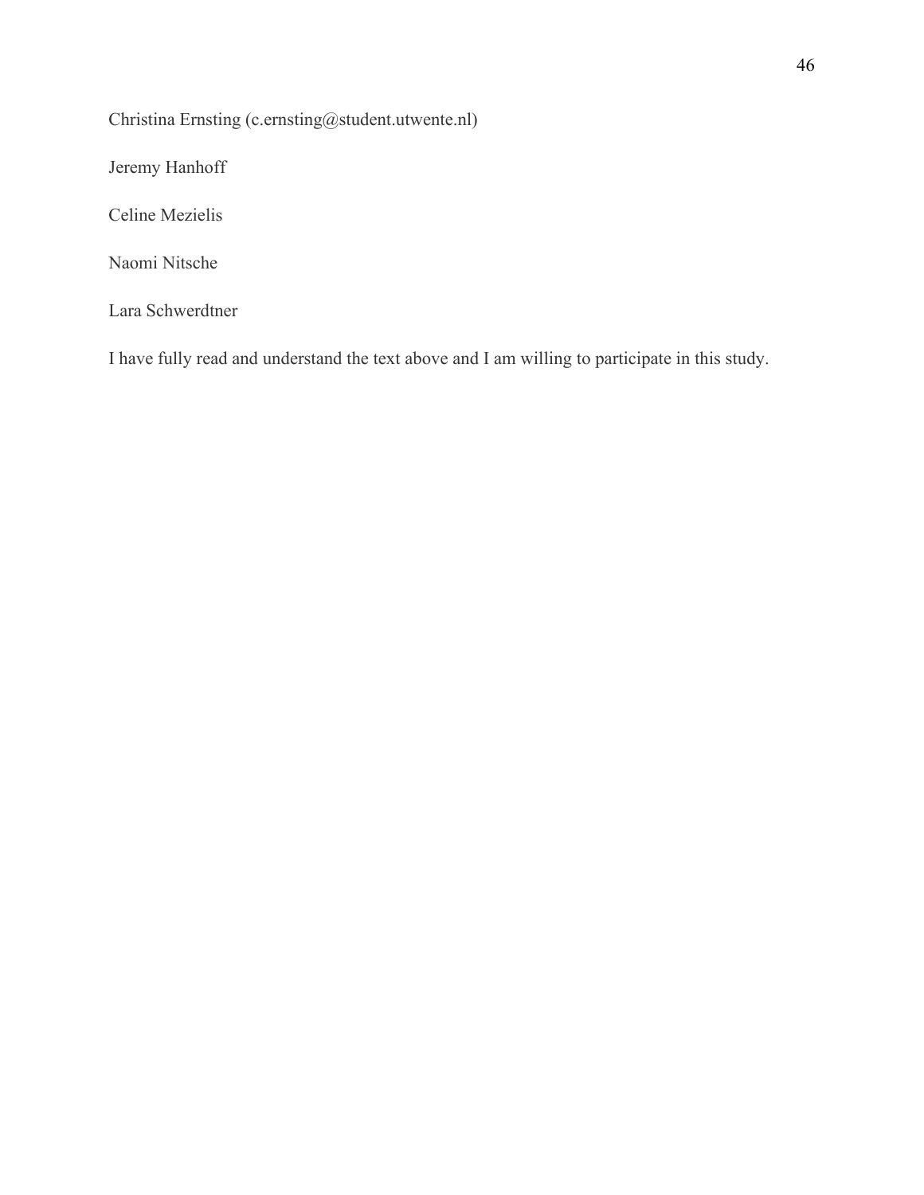Christina Ernsting (c.ernsting@student.utwente.nl)

Jeremy Hanhoff

Celine Mezielis

Naomi Nitsche

Lara Schwerdtner

I have fully read and understand the text above and I am willing to participate in this study.